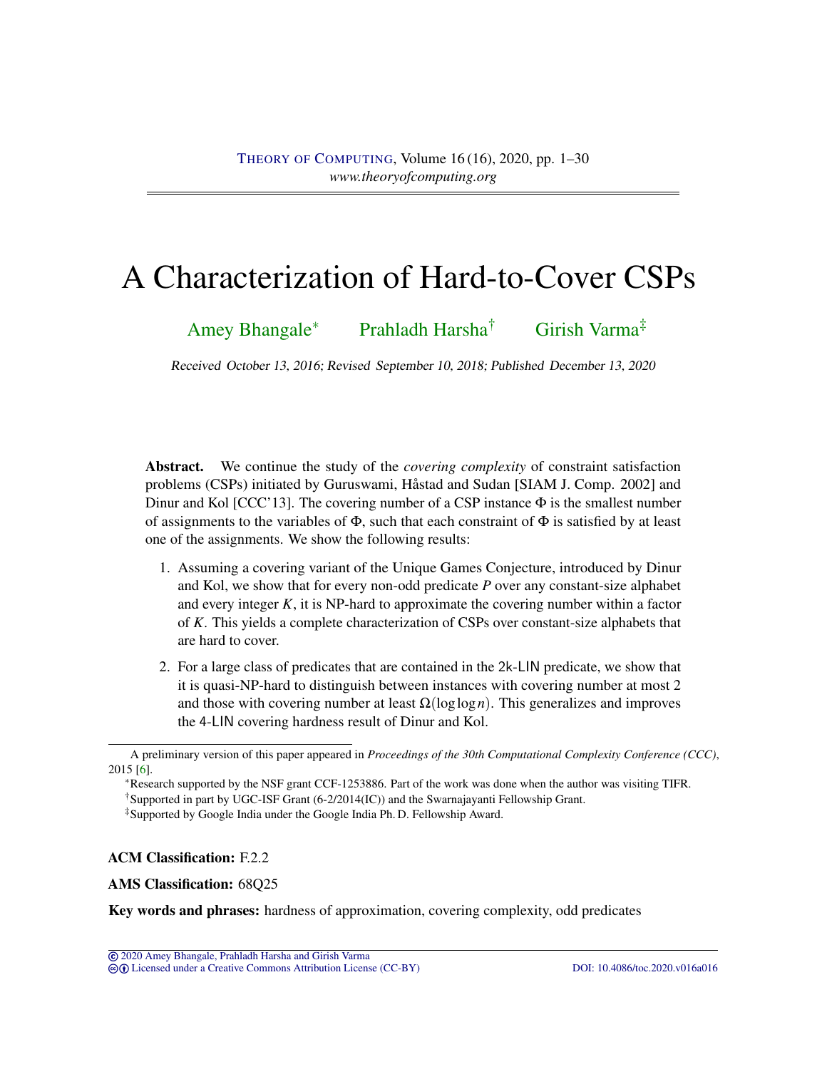# A Characterization of Hard-to-Cover CSPs

Amey Bhangale[*] Prahladh Harsha[†] Girish Varma[‡]

Received October 13, 2016; Revised September 10, 2018; Published December 13, 2020

**Abstract.** We continue the study of the *covering complexity* of constraint satisfaction problems (CSPs) initiated by Guruswami, Håstad and Sudan [SIAM J. Comp. 2002] and Dinur and Kol [CCC'13]. The covering number of a CSP instance $\Phi$ is the smallest number of assignments to the variables of $\Phi$, such that each constraint of $\Phi$ is satisfied by at least one of the assignments. We show the following results:

1. Assuming a covering variant of the Unique Games Conjecture, introduced by Dinur and Kol, we show that for every non-odd predicate $P$ over any constant-size alphabet and every integer $K$, it is NP-hard to approximate the covering number within a factor of $K$. This yields a complete characterization of CSPs over constant-size alphabets that are hard to cover.

2. For a large class of predicates that are contained in the 2k-LIN predicate, we show that it is quasi-NP-hard to distinguish between instances with covering number at most 2 and those with covering number at least $\Omega(\log\log n)$. This generalizes and improves the 4-LIN covering hardness result of Dinur and Kol.

A preliminary version of this paper appeared in *Proceedings of the 30th Computational Complexity Conference (CCC)*, 2015 [6].

[*]Research supported by the NSF grant CCF-1253886. Part of the work was done when the author was visiting TIFR.

[†]Supported in part by UGC-ISF Grant (6-2/2014(IC)) and the Swarnajayanti Fellowship Grant.

[‡]Supported by Google India under the Google India Ph. D. Fellowship Award.

**ACM Classification:** F.2.2

**AMS Classification:** 68Q25

**Key words and phrases:** hardness of approximation, covering complexity, odd predicates

© 2020 Amey Bhangale, Prahladh Harsha and Girish Varma
Licensed under a Creative Commons Attribution License (CC-BY) DOI: 10.4086/toc.2020.v016a016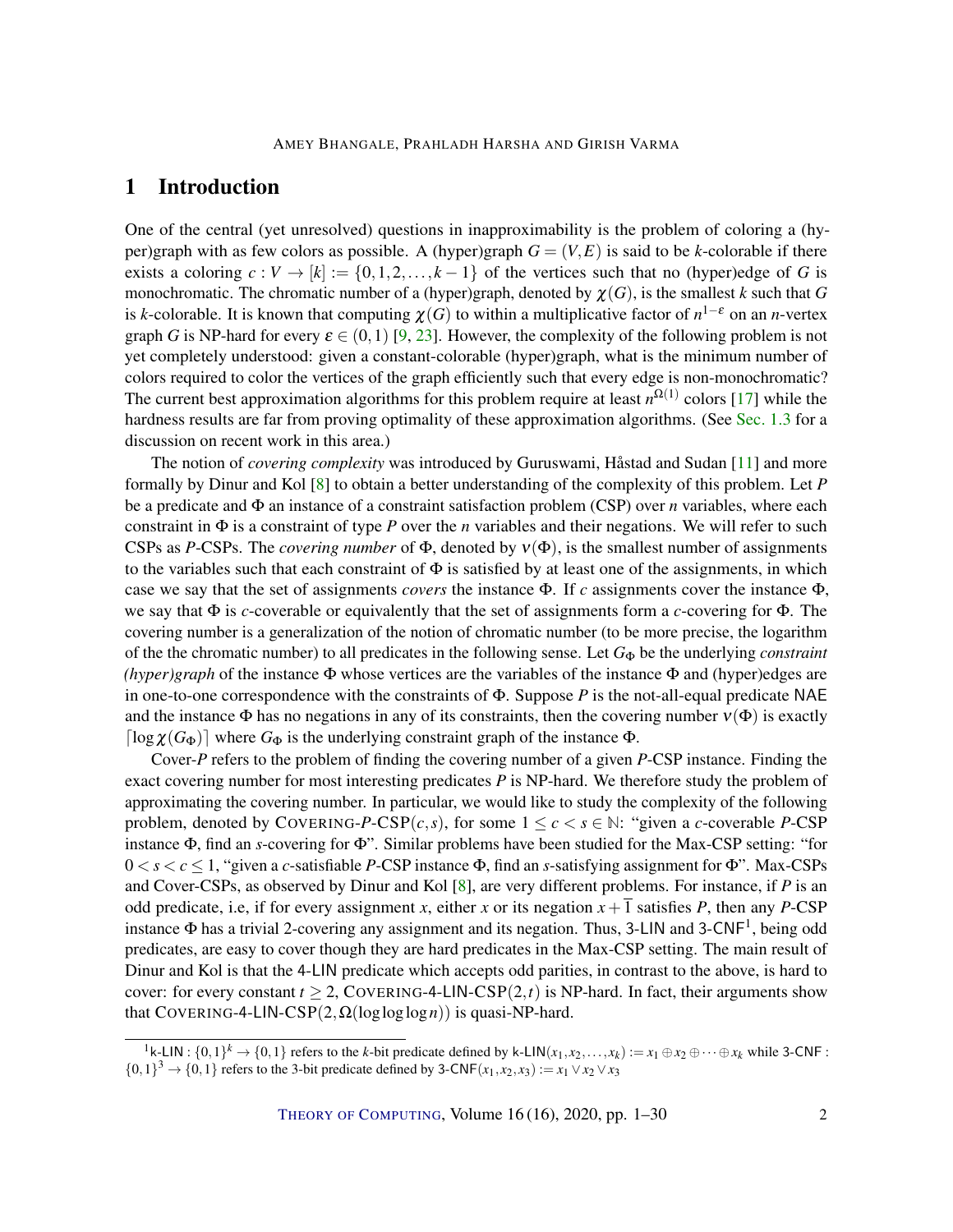# 1 Introduction

One of the central (yet unresolved) questions in inapproximability is the problem of coloring a (hyper)graph with as few colors as possible. A (hyper)graph $G = (V,E)$ is said to be $k$-colorable if there exists a coloring $c : V \to [k] := \{0,1,2,\dots,k-1\}$ of the vertices such that no (hyper)edge of $G$ is monochromatic. The chromatic number of a (hyper)graph, denoted by $\chi(G)$, is the smallest $k$ such that $G$ is $k$-colorable. It is known that computing $\chi(G)$ to within a multiplicative factor of $n^{1-\varepsilon}$ on an $n$-vertex graph $G$ is NP-hard for every $\varepsilon \in (0,1)$ [9, 23]. However, the complexity of the following problem is not yet completely understood: given a constant-colorable (hyper)graph, what is the minimum number of colors required to color the vertices of the graph efficiently such that every edge is non-monochromatic? The current best approximation algorithms for this problem require at least $n^{\Omega(1)}$ colors [17] while the hardness results are far from proving optimality of these approximation algorithms. (See Sec. 1.3 for a discussion on recent work in this area.)

The notion of *covering complexity* was introduced by Guruswami, Håstad and Sudan [11] and more formally by Dinur and Kol [8] to obtain a better understanding of the complexity of this problem. Let $P$ be a predicate and $\Phi$ an instance of a constraint satisfaction problem (CSP) over $n$ variables, where each constraint in $\Phi$ is a constraint of type $P$ over the $n$ variables and their negations. We will refer to such CSPs as $P$-CSPs. The *covering number* of $\Phi$, denoted by $\nu(\Phi)$, is the smallest number of assignments to the variables such that each constraint of $\Phi$ is satisfied by at least one of the assignments, in which case we say that the set of assignments *covers* the instance $\Phi$. If $c$ assignments cover the instance $\Phi$, we say that $\Phi$ is $c$-coverable or equivalently that the set of assignments form a $c$-covering for $\Phi$. The covering number is a generalization of the notion of chromatic number (to be more precise, the logarithm of the the chromatic number) to all predicates in the following sense. Let $G_\Phi$ be the underlying *constraint (hyper)graph* of the instance $\Phi$ whose vertices are the variables of the instance $\Phi$ and (hyper)edges are in one-to-one correspondence with the constraints of $\Phi$. Suppose $P$ is the not-all-equal predicate NAE and the instance $\Phi$ has no negations in any of its constraints, then the covering number $\nu(\Phi)$ is exactly $\lceil \log \chi(G_\Phi) \rceil$ where $G_\Phi$ is the underlying constraint graph of the instance $\Phi$.

Cover-$P$ refers to the problem of finding the covering number of a given $P$-CSP instance. Finding the exact covering number for most interesting predicates $P$ is NP-hard. We therefore study the problem of approximating the covering number. In particular, we would like to study the complexity of the following problem, denoted by COVERING-$P$-CSP$(c,s)$, for some $1 \le c < s \in \mathbb{N}$: "given a $c$-coverable $P$-CSP instance $\Phi$, find an $s$-covering for $\Phi$". Similar problems have been studied for the Max-CSP setting: "for $0 < s < c \le 1$, "given a $c$-satisfiable $P$-CSP instance $\Phi$, find an $s$-satisfying assignment for $\Phi$". Max-CSPs and Cover-CSPs, as observed by Dinur and Kol [8], are very different problems. For instance, if $P$ is an odd predicate, i.e, if for every assignment $x$, either $x$ or its negation $x + \overline{1}$ satisfies $P$, then any $P$-CSP instance $\Phi$ has a trivial 2-covering any assignment and its negation. Thus, 3-LIN and 3-CNF[1], being odd predicates, are easy to cover though they are hard predicates in the Max-CSP setting. The main result of Dinur and Kol is that the 4-LIN predicate which accepts odd parities, in contrast to the above, is hard to cover: for every constant $t \ge 2$, COVERING-4-LIN-CSP$(2,t)$ is NP-hard. In fact, their arguments show that COVERING-4-LIN-CSP$(2, \Omega(\log\log\log n))$ is quasi-NP-hard.

[1] k-LIN : $\{0,1\}^k \to \{0,1\}$ refers to the $k$-bit predicate defined by k-LIN$(x_1,x_2,\dots,x_k) := x_1 \oplus x_2 \oplus \cdots \oplus x_k$ while 3-CNF : $\{0,1\}^3 \to \{0,1\}$ refers to the 3-bit predicate defined by 3-CNF$(x_1,x_2,x_3) := x_1 \vee x_2 \vee x_3$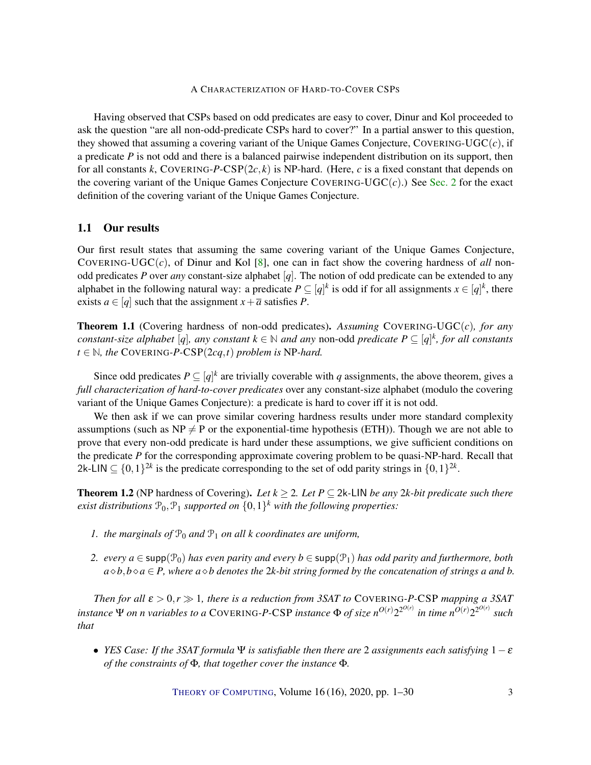Having observed that CSPs based on odd predicates are easy to cover, Dinur and Kol proceeded to ask the question "are all non-odd-predicate CSPs hard to cover?" In a partial answer to this question, they showed that assuming a covering variant of the Unique Games Conjecture, COVERING-UGC($c$), if a predicate $P$ is not odd and there is a balanced pairwise independent distribution on its support, then for all constants $k$, COVERING-$P$-CSP($2c,k$) is NP-hard. (Here, $c$ is a fixed constant that depends on the covering variant of the Unique Games Conjecture COVERING-UGC($c$).) See Sec. 2 for the exact definition of the covering variant of the Unique Games Conjecture.

## 1.1 Our results

Our first result states that assuming the same covering variant of the Unique Games Conjecture, COVERING-UGC($c$), of Dinur and Kol [8], one can in fact show the covering hardness of *all* non-odd predicates $P$ over *any* constant-size alphabet $[q]$. The notion of odd predicate can be extended to any alphabet in the following natural way: a predicate $P \subseteq [q]^k$ is odd if for all assignments $x \in [q]^k$, there exists $a \in [q]$ such that the assignment $x + \overline{a}$ satisfies $P$.

**Theorem 1.1** (Covering hardness of non-odd predicates)**.** *Assuming* COVERING-UGC($c$)*, for any constant-size alphabet* $[q]$*, any constant* $k \in \mathbb{N}$ *and any* non-odd *predicate* $P \subseteq [q]^k$*, for all constants* $t \in \mathbb{N}$*, the* COVERING-$P$-CSP($2cq,t$) *problem is* NP*-hard.*

Since odd predicates $P \subseteq [q]^k$ are trivially coverable with $q$ assignments, the above theorem, gives a *full characterization of hard-to-cover predicates* over any constant-size alphabet (modulo the covering variant of the Unique Games Conjecture): a predicate is hard to cover iff it is not odd.

We then ask if we can prove similar covering hardness results under more standard complexity assumptions (such as NP $\neq$ P or the exponential-time hypothesis (ETH)). Though we are not able to prove that every non-odd predicate is hard under these assumptions, we give sufficient conditions on the predicate $P$ for the corresponding approximate covering problem to be quasi-NP-hard. Recall that $2k\text{-}\mathsf{LIN} \subseteq \{0,1\}^{2k}$ is the predicate corresponding to the set of odd parity strings in $\{0,1\}^{2k}$.

**Theorem 1.2** (NP hardness of Covering)**.** *Let* $k \geq 2$*. Let* $P \subseteq 2k\text{-}\mathsf{LIN}$ *be any* $2k$*-bit predicate such there exist distributions* $\mathcal{P}_0, \mathcal{P}_1$ *supported on* $\{0,1\}^k$ *with the following properties:*

1. *the marginals of* $\mathcal{P}_0$ *and* $\mathcal{P}_1$ *on all* $k$ *coordinates are uniform,*
2. *every* $a \in \mathsf{supp}(\mathcal{P}_0)$ *has even parity and every* $b \in \mathsf{supp}(\mathcal{P}_1)$ *has odd parity and furthermore, both* $a \diamond b, b \diamond a \in P$*, where* $a \diamond b$ *denotes the* $2k$*-bit string formed by the concatenation of strings* $a$ *and* $b$*.*

*Then for all* $\varepsilon > 0, r \gg 1$*, there is a reduction from 3SAT to* COVERING-$P$-CSP *mapping a 3SAT instance* $\Psi$ *on* $n$ *variables to a* COVERING-$P$-CSP *instance* $\Phi$ *of size* $n^{O(r)}2^{2^{O(r)}}$ *in time* $n^{O(r)}2^{2^{O(r)}}$ *such that*

- *YES Case: If the 3SAT formula* $\Psi$ *is satisfiable then there are* $2$ *assignments each satisfying* $1-\varepsilon$ *of the constraints of* $\Phi$*, that together cover the instance* $\Phi$*.*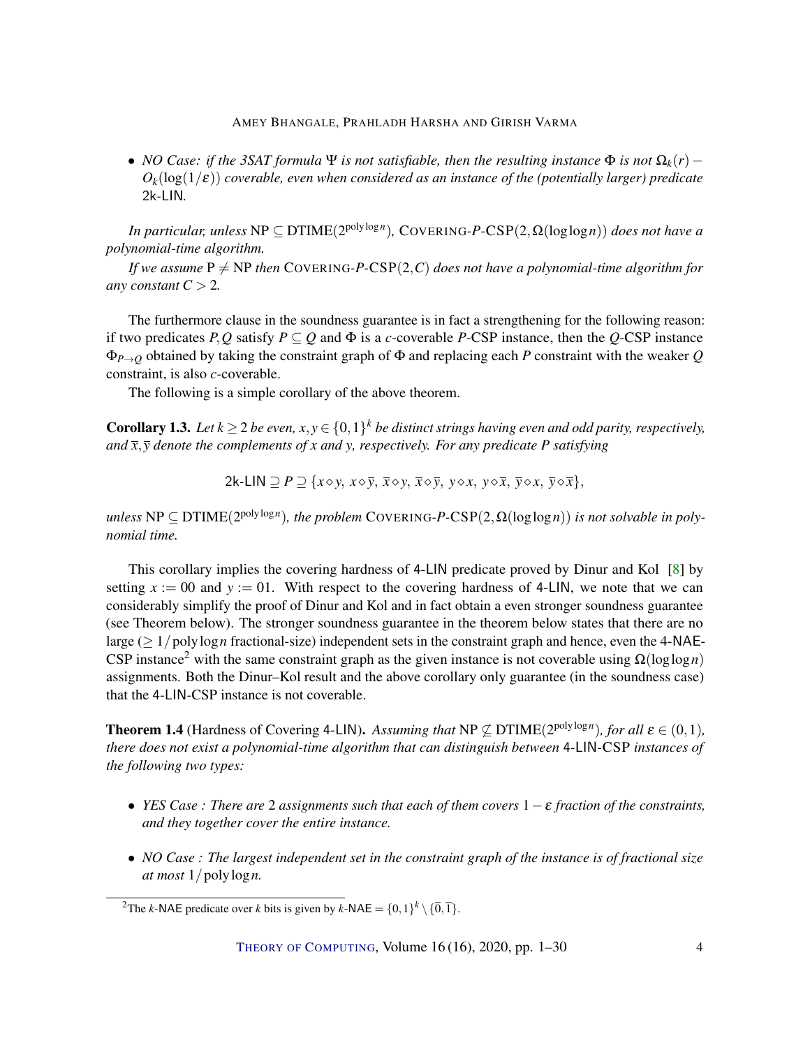- *NO Case: if the 3SAT formula $\Psi$ is not satisfiable, then the resulting instance $\Phi$ is not $\Omega_k(r) - O_k(\log(1/\varepsilon))$ coverable, even when considered as an instance of the (potentially larger) predicate* 2k-LIN*.*

*In particular, unless* $\mathrm{NP} \subseteq \mathrm{DTIME}(2^{\mathrm{poly}\log n})$*,* COVERING-*P*-CSP$(2, \Omega(\log\log n))$ *does not have a polynomial-time algorithm.*

*If we assume* $\mathrm{P} \neq \mathrm{NP}$ *then* COVERING-*P*-CSP$(2, C)$ *does not have a polynomial-time algorithm for any constant* $C > 2$*.*

The furthermore clause in the soundness guarantee is in fact a strengthening for the following reason: if two predicates $P, Q$ satisfy $P \subseteq Q$ and $\Phi$ is a $c$-coverable $P$-CSP instance, then the $Q$-CSP instance $\Phi_{P \to Q}$ obtained by taking the constraint graph of $\Phi$ and replacing each $P$ constraint with the weaker $Q$ constraint, is also $c$-coverable.

The following is a simple corollary of the above theorem.

**Corollary 1.3.** *Let $k \geq 2$ be even, $x, y \in \{0,1\}^k$ be distinct strings having even and odd parity, respectively, and $\overline{x}, \overline{y}$ denote the complements of $x$ and $y$, respectively. For any predicate $P$ satisfying*

$$\text{2k-LIN} \supseteq P \supseteq \{x \diamond y,\ x \diamond \overline{y},\ \overline{x} \diamond y,\ \overline{x} \diamond \overline{y},\ y \diamond x,\ y \diamond \overline{x},\ \overline{y} \diamond x,\ \overline{y} \diamond \overline{x}\},$$

*unless* $\mathrm{NP} \subseteq \mathrm{DTIME}(2^{\mathrm{poly}\log n})$*, the problem* COVERING-*P*-CSP$(2, \Omega(\log\log n))$ *is not solvable in polynomial time.*

This corollary implies the covering hardness of 4-LIN predicate proved by Dinur and Kol [8] by setting $x := 00$ and $y := 01$. With respect to the covering hardness of 4-LIN, we note that we can considerably simplify the proof of Dinur and Kol and in fact obtain a even stronger soundness guarantee (see Theorem below). The stronger soundness guarantee in the theorem below states that there are no large ($\geq 1/\mathrm{poly}\log n$ fractional-size) independent sets in the constraint graph and hence, even the 4-NAE-CSP instance[2] with the same constraint graph as the given instance is not coverable using $\Omega(\log\log n)$ assignments. Both the Dinur–Kol result and the above corollary only guarantee (in the soundness case) that the 4-LIN-CSP instance is not coverable.

**Theorem 1.4** (Hardness of Covering 4-LIN)**.** *Assuming that* $\mathrm{NP} \not\subseteq \mathrm{DTIME}(2^{\mathrm{poly}\log n})$*, for all $\varepsilon \in (0,1)$, there does not exist a polynomial-time algorithm that can distinguish between* 4-LIN-CSP *instances of the following two types:*

- *YES Case : There are 2 assignments such that each of them covers $1 - \varepsilon$ fraction of the constraints, and they together cover the entire instance.*
- *NO Case : The largest independent set in the constraint graph of the instance is of fractional size at most $1/\mathrm{poly}\log n$.*

[2] The $k$-NAE predicate over $k$ bits is given by $k\text{-NAE} = \{0,1\}^k \setminus \{\overline{0}, \overline{1}\}$.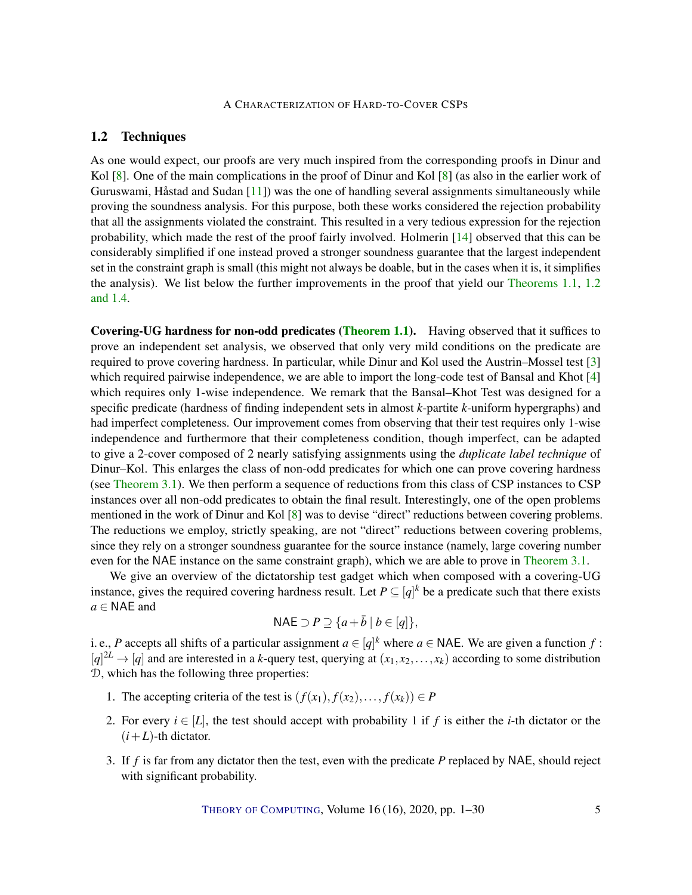## 1.2 Techniques

As one would expect, our proofs are very much inspired from the corresponding proofs in Dinur and Kol [8]. One of the main complications in the proof of Dinur and Kol [8] (as also in the earlier work of Guruswami, Håstad and Sudan [11]) was the one of handling several assignments simultaneously while proving the soundness analysis. For this purpose, both these works considered the rejection probability that all the assignments violated the constraint. This resulted in a very tedious expression for the rejection probability, which made the rest of the proof fairly involved. Holmerin [14] observed that this can be considerably simplified if one instead proved a stronger soundness guarantee that the largest independent set in the constraint graph is small (this might not always be doable, but in the cases when it is, it simplifies the analysis). We list below the further improvements in the proof that yield our Theorems 1.1, 1.2 and 1.4.

**Covering-UG hardness for non-odd predicates (Theorem 1.1).** Having observed that it suffices to prove an independent set analysis, we observed that only very mild conditions on the predicate are required to prove covering hardness. In particular, while Dinur and Kol used the Austrin–Mossel test [3] which required pairwise independence, we are able to import the long-code test of Bansal and Khot [4] which requires only 1-wise independence. We remark that the Bansal–Khot Test was designed for a specific predicate (hardness of finding independent sets in almost $k$-partite $k$-uniform hypergraphs) and had imperfect completeness. Our improvement comes from observing that their test requires only 1-wise independence and furthermore that their completeness condition, though imperfect, can be adapted to give a 2-cover composed of 2 nearly satisfying assignments using the *duplicate label technique* of Dinur–Kol. This enlarges the class of non-odd predicates for which one can prove covering hardness (see Theorem 3.1). We then perform a sequence of reductions from this class of CSP instances to CSP instances over all non-odd predicates to obtain the final result. Interestingly, one of the open problems mentioned in the work of Dinur and Kol [8] was to devise "direct" reductions between covering problems. The reductions we employ, strictly speaking, are not "direct" reductions between covering problems, since they rely on a stronger soundness guarantee for the source instance (namely, large covering number even for the NAE instance on the same constraint graph), which we are able to prove in Theorem 3.1.

We give an overview of the dictatorship test gadget which when composed with a covering-UG instance, gives the required covering hardness result. Let $P \subseteq [q]^k$ be a predicate such that there exists $a \in \mathsf{NAE}$ and

$$\mathsf{NAE} \supset P \supseteq \{a + \bar{b} \mid b \in [q]\},$$

i. e., $P$ accepts all shifts of a particular assignment $a \in [q]^k$ where $a \in \mathsf{NAE}$. We are given a function $f : [q]^{2L} \to [q]$ and are interested in a $k$-query test, querying at $(x_1, x_2, \ldots, x_k)$ according to some distribution $\mathcal{D}$, which has the following three properties:

1. The accepting criteria of the test is $(f(x_1), f(x_2), \ldots, f(x_k)) \in P$
2. For every $i \in [L]$, the test should accept with probability 1 if $f$ is either the $i$-th dictator or the $(i+L)$-th dictator.
3. If $f$ is far from any dictator then the test, even with the predicate $P$ replaced by $\mathsf{NAE}$, should reject with significant probability.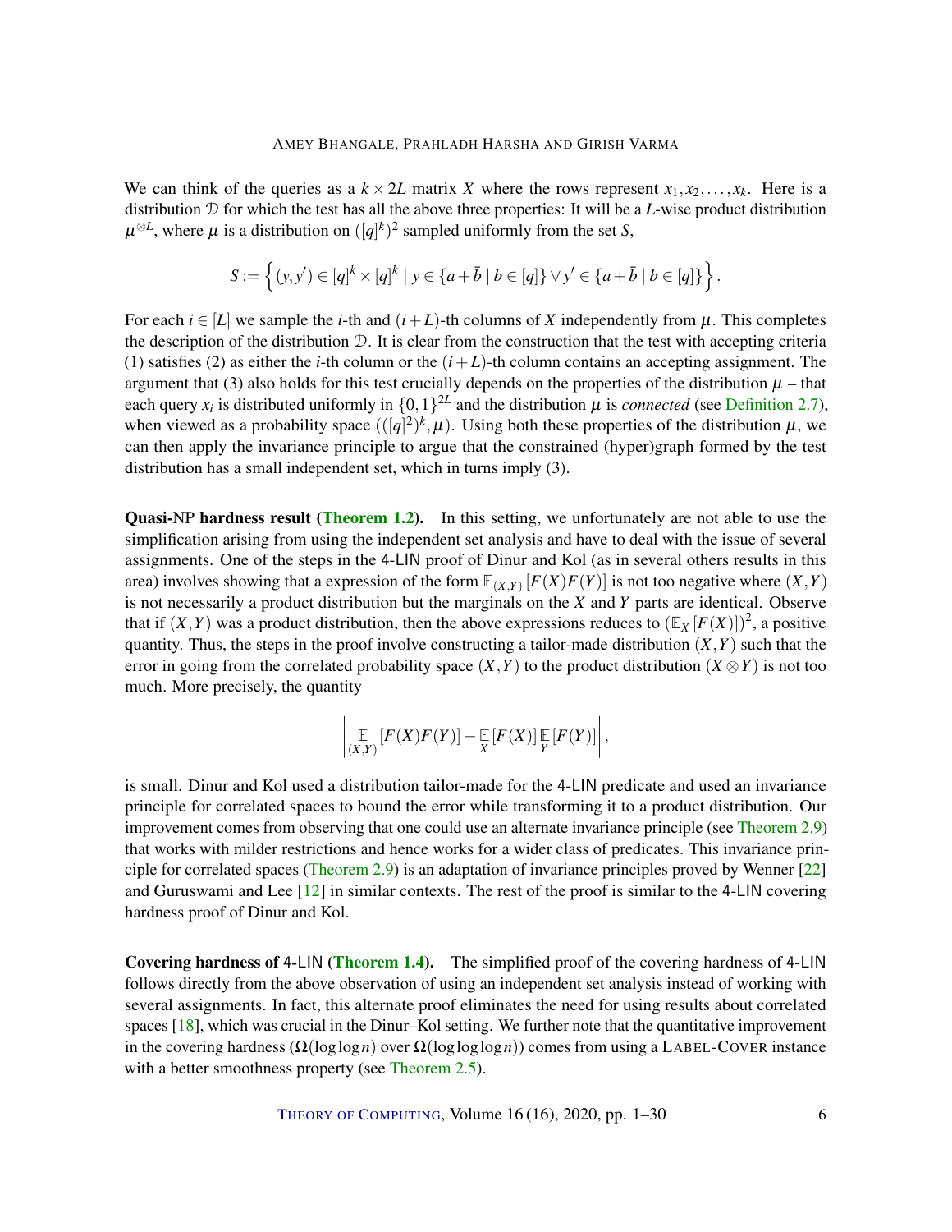We can think of the queries as a $k \times 2L$ matrix $X$ where the rows represent $x_1, x_2, \ldots, x_k$. Here is a distribution $\mathcal{D}$ for which the test has all the above three properties: It will be a $L$-wise product distribution $\mu^{\otimes L}$, where $\mu$ is a distribution on $([q]^k)^2$ sampled uniformly from the set $S$,

$$S := \left\{ (y, y') \in [q]^k \times [q]^k \mid y \in \{a + \bar{b} \mid b \in [q]\} \vee y' \in \{a + \bar{b} \mid b \in [q]\} \right\}.$$

For each $i \in [L]$ we sample the $i$-th and $(i+L)$-th columns of $X$ independently from $\mu$. This completes the description of the distribution $\mathcal{D}$. It is clear from the construction that the test with accepting criteria (1) satisfies (2) as either the $i$-th column or the $(i+L)$-th column contains an accepting assignment. The argument that (3) also holds for this test crucially depends on the properties of the distribution $\mu$ – that each query $x_i$ is distributed uniformly in $\{0,1\}^{2L}$ and the distribution $\mu$ is *connected* (see Definition 2.7), when viewed as a probability space $(([q]^2)^k, \mu)$. Using both these properties of the distribution $\mu$, we can then apply the invariance principle to argue that the constrained (hyper)graph formed by the test distribution has a small independent set, which in turns imply (3).

**Quasi-NP hardness result (Theorem 1.2).** In this setting, we unfortunately are not able to use the simplification arising from using the independent set analysis and have to deal with the issue of several assignments. One of the steps in the 4-LIN proof of Dinur and Kol (as in several others results in this area) involves showing that a expression of the form $\mathbb{E}_{(X,Y)}[F(X)F(Y)]$ is not too negative where $(X,Y)$ is not necessarily a product distribution but the marginals on the $X$ and $Y$ parts are identical. Observe that if $(X,Y)$ was a product distribution, then the above expressions reduces to $(\mathbb{E}_X[F(X)])^2$, a positive quantity. Thus, the steps in the proof involve constructing a tailor-made distribution $(X,Y)$ such that the error in going from the correlated probability space $(X,Y)$ to the product distribution $(X \otimes Y)$ is not too much. More precisely, the quantity

$$\left| \mathop{\mathbb{E}}_{(X,Y)}[F(X)F(Y)] - \mathop{\mathbb{E}}_{X}[F(X)] \mathop{\mathbb{E}}_{Y}[F(Y)] \right|,$$

is small. Dinur and Kol used a distribution tailor-made for the 4-LIN predicate and used an invariance principle for correlated spaces to bound the error while transforming it to a product distribution. Our improvement comes from observing that one could use an alternate invariance principle (see Theorem 2.9) that works with milder restrictions and hence works for a wider class of predicates. This invariance principle for correlated spaces (Theorem 2.9) is an adaptation of invariance principles proved by Wenner [22] and Guruswami and Lee [12] in similar contexts. The rest of the proof is similar to the 4-LIN covering hardness proof of Dinur and Kol.

**Covering hardness of 4-LIN (Theorem 1.4).** The simplified proof of the covering hardness of 4-LIN follows directly from the above observation of using an independent set analysis instead of working with several assignments. In fact, this alternate proof eliminates the need for using results about correlated spaces [18], which was crucial in the Dinur–Kol setting. We further note that the quantitative improvement in the covering hardness ($\Omega(\log\log n)$ over $\Omega(\log\log\log n)$) comes from using a LABEL-COVER instance with a better smoothness property (see Theorem 2.5).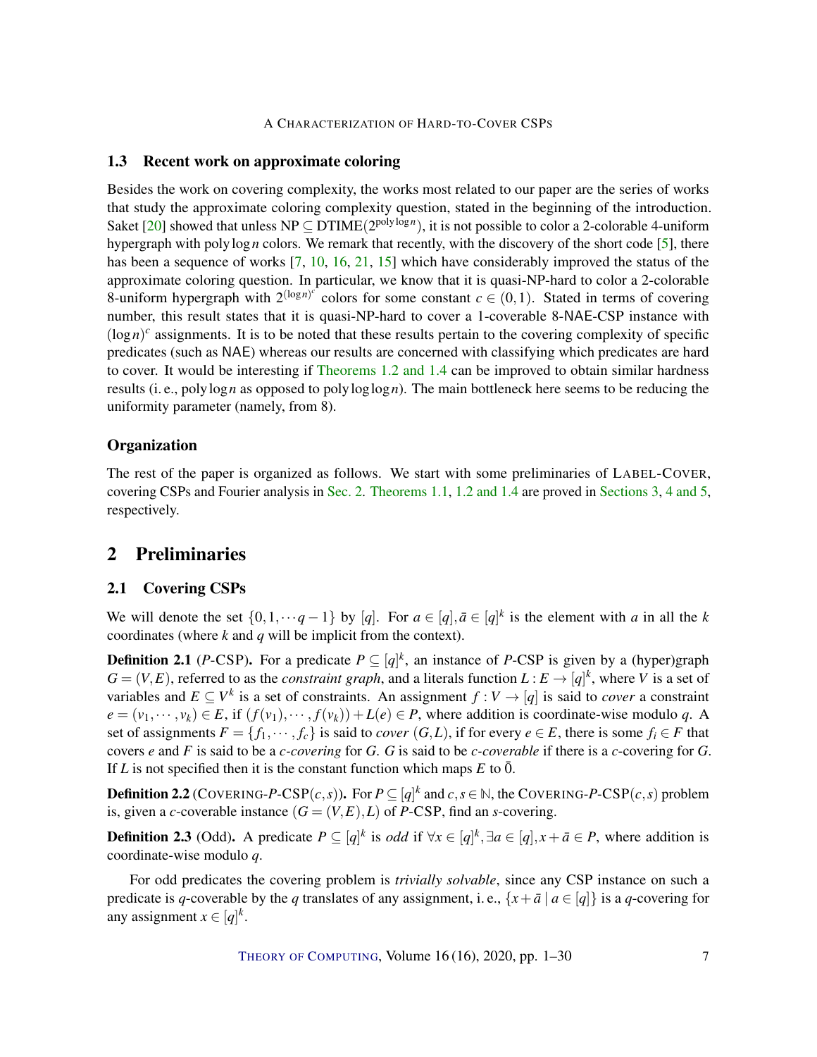### 1.3 Recent work on approximate coloring

Besides the work on covering complexity, the works most related to our paper are the series of works that study the approximate coloring complexity question, stated in the beginning of the introduction. Saket [20] showed that unless NP $\subseteq$ DTIME($2^{\text{poly}\log n}$), it is not possible to color a 2-colorable 4-uniform hypergraph with poly $\log n$ colors. We remark that recently, with the discovery of the short code [5], there has been a sequence of works [7, 10, 16, 21, 15] which have considerably improved the status of the approximate coloring question. In particular, we know that it is quasi-NP-hard to color a 2-colorable 8-uniform hypergraph with $2^{(\log n)^c}$ colors for some constant $c \in (0,1)$. Stated in terms of covering number, this result states that it is quasi-NP-hard to cover a 1-coverable 8-NAE-CSP instance with $(\log n)^c$ assignments. It is to be noted that these results pertain to the covering complexity of specific predicates (such as NAE) whereas our results are concerned with classifying which predicates are hard to cover. It would be interesting if Theorems 1.2 and 1.4 can be improved to obtain similar hardness results (i. e., poly $\log n$ as opposed to poly $\log\log n$). The main bottleneck here seems to be reducing the uniformity parameter (namely, from 8).

### Organization

The rest of the paper is organized as follows. We start with some preliminaries of LABEL-COVER, covering CSPs and Fourier analysis in Sec. 2. Theorems 1.1, 1.2 and 1.4 are proved in Sections 3, 4 and 5, respectively.

## 2 Preliminaries

### 2.1 Covering CSPs

We will denote the set $\{0,1,\cdots q-1\}$ by $[q]$. For $a \in [q], \bar{a} \in [q]^k$ is the element with $a$ in all the $k$ coordinates (where $k$ and $q$ will be implicit from the context).

**Definition 2.1** ($P$-CSP)**.** For a predicate $P \subseteq [q]^k$, an instance of $P$-CSP is given by a (hyper)graph $G = (V,E)$, referred to as the *constraint graph*, and a literals function $L : E \to [q]^k$, where $V$ is a set of variables and $E \subseteq V^k$ is a set of constraints. An assignment $f : V \to [q]$ is said to *cover* a constraint $e = (v_1,\cdots,v_k) \in E$, if $(f(v_1),\cdots,f(v_k)) + L(e) \in P$, where addition is coordinate-wise modulo $q$. A set of assignments $F = \{f_1,\cdots,f_c\}$ is said to *cover* $(G,L)$, if for every $e \in E$, there is some $f_i \in F$ that covers $e$ and $F$ is said to be a *c-covering* for $G$. $G$ is said to be *c-coverable* if there is a $c$-covering for $G$. If $L$ is not specified then it is the constant function which maps $E$ to $\bar{0}$.

**Definition 2.2** (COVERING-$P$-CSP$(c,s)$)**.** For $P \subseteq [q]^k$ and $c,s \in \mathbb{N}$, the COVERING-$P$-CSP$(c,s)$ problem is, given a $c$-coverable instance $(G = (V,E),L)$ of $P$-CSP, find an $s$-covering.

**Definition 2.3** (Odd)**.** A predicate $P \subseteq [q]^k$ is *odd* if $\forall x \in [q]^k, \exists a \in [q], x + \bar{a} \in P$, where addition is coordinate-wise modulo $q$.

For odd predicates the covering problem is *trivially solvable*, since any CSP instance on such a predicate is $q$-coverable by the $q$ translates of any assignment, i. e., $\{x + \bar{a} \mid a \in [q]\}$ is a $q$-covering for any assignment $x \in [q]^k$.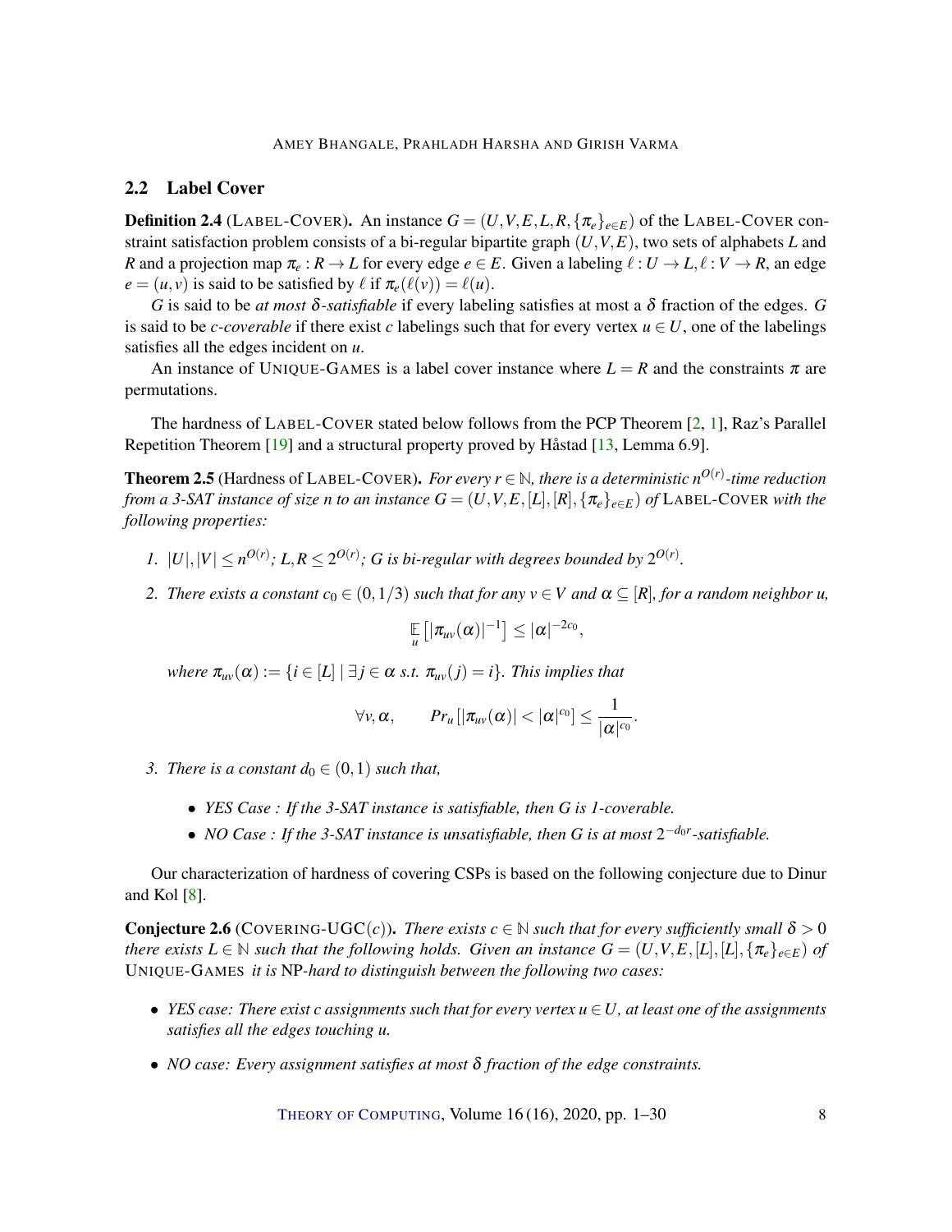## 2.2 Label Cover

**Definition 2.4** (LABEL-COVER). An instance $G = (U,V,E,L,R,\{\pi_e\}_{e\in E})$ of the LABEL-COVER constraint satisfaction problem consists of a bi-regular bipartite graph $(U,V,E)$, two sets of alphabets $L$ and $R$ and a projection map $\pi_e : R \to L$ for every edge $e \in E$. Given a labeling $\ell : U \to L, \ell : V \to R$, an edge $e = (u,v)$ is said to be satisfied by $\ell$ if $\pi_e(\ell(v)) = \ell(u)$.

$G$ is said to be *at most $\delta$-satisfiable* if every labeling satisfies at most a $\delta$ fraction of the edges. $G$ is said to be *c-coverable* if there exist $c$ labelings such that for every vertex $u \in U$, one of the labelings satisfies all the edges incident on $u$.

An instance of UNIQUE-GAMES is a label cover instance where $L = R$ and the constraints $\pi$ are permutations.

The hardness of LABEL-COVER stated below follows from the PCP Theorem [2, 1], Raz's Parallel Repetition Theorem [19] and a structural property proved by Håstad [13, Lemma 6.9].

**Theorem 2.5** (Hardness of LABEL-COVER). *For every $r \in \mathbb{N}$, there is a deterministic $n^{O(r)}$-time reduction from a 3-SAT instance of size $n$ to an instance $G = (U,V,E,[L],[R],\{\pi_e\}_{e\in E})$ of* LABEL-COVER *with the following properties:*

1. *$|U|,|V| \le n^{O(r)}$; $L,R \le 2^{O(r)}$; $G$ is bi-regular with degrees bounded by $2^{O(r)}$.*
2. *There exists a constant $c_0 \in (0,1/3)$ such that for any $v \in V$ and $\alpha \subseteq [R]$, for a random neighbor $u$,*

$$\mathop{\mathbb{E}}_{u}\left[|\pi_{uv}(\alpha)|^{-1}\right] \le |\alpha|^{-2c_0},$$

   *where $\pi_{uv}(\alpha) := \{i \in [L] \mid \exists j \in \alpha \text{ s.t. } \pi_{uv}(j) = i\}$. This implies that*

$$\forall v,\alpha, \qquad Pr_u\left[|\pi_{uv}(\alpha)| < |\alpha|^{c_0}\right] \le \frac{1}{|\alpha|^{c_0}}.$$

3. *There is a constant $d_0 \in (0,1)$ such that,*
   - *YES Case : If the 3-SAT instance is satisfiable, then $G$ is 1-coverable.*
   - *NO Case : If the 3-SAT instance is unsatisfiable, then $G$ is at most $2^{-d_0 r}$-satisfiable.*

Our characterization of hardness of covering CSPs is based on the following conjecture due to Dinur and Kol [8].

**Conjecture 2.6** (COVERING-UGC($c$)). *There exists $c \in \mathbb{N}$ such that for every sufficiently small $\delta > 0$ there exists $L \in \mathbb{N}$ such that the following holds. Given an instance $G = (U,V,E,[L],[L],\{\pi_e\}_{e\in E})$ of* UNIQUE-GAMES *it is* NP*-hard to distinguish between the following two cases:*

- *YES case: There exist $c$ assignments such that for every vertex $u \in U$, at least one of the assignments satisfies all the edges touching $u$.*
- *NO case: Every assignment satisfies at most $\delta$ fraction of the edge constraints.*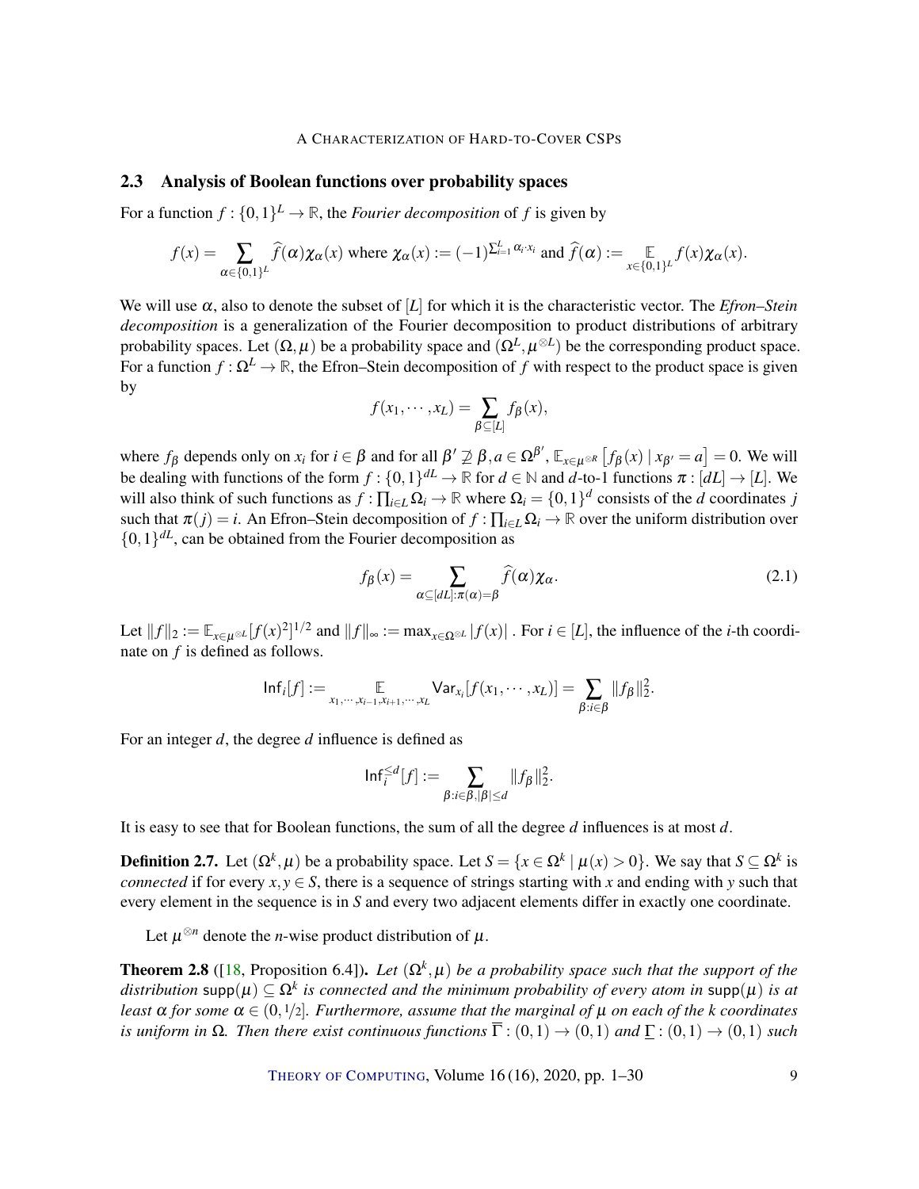## 2.3 Analysis of Boolean functions over probability spaces

For a function $f : \{0,1\}^L \to \mathbb{R}$, the *Fourier decomposition* of $f$ is given by

$$f(x) = \sum_{\alpha \in \{0,1\}^L} \widehat{f}(\alpha)\chi_\alpha(x) \text{ where } \chi_\alpha(x) := (-1)^{\sum_{i=1}^L \alpha_i \cdot x_i} \text{ and } \widehat{f}(\alpha) := \mathop{\mathbb{E}}_{x \in \{0,1\}^L} f(x)\chi_\alpha(x).$$

We will use $\alpha$, also to denote the subset of $[L]$ for which it is the characteristic vector. The *Efron–Stein decomposition* is a generalization of the Fourier decomposition to product distributions of arbitrary probability spaces. Let $(\Omega, \mu)$ be a probability space and $(\Omega^L, \mu^{\otimes L})$ be the corresponding product space. For a function $f : \Omega^L \to \mathbb{R}$, the Efron–Stein decomposition of $f$ with respect to the product space is given by

$$f(x_1, \cdots, x_L) = \sum_{\beta \subseteq [L]} f_\beta(x),$$

where $f_\beta$ depends only on $x_i$ for $i \in \beta$ and for all $\beta' \not\supseteq \beta, a \in \Omega^{\beta'}$, $\mathbb{E}_{x \in \mu^{\otimes R}}\left[f_\beta(x) \mid x_{\beta'} = a\right] = 0$. We will be dealing with functions of the form $f : \{0,1\}^{dL} \to \mathbb{R}$ for $d \in \mathbb{N}$ and $d$-to-1 functions $\pi : [dL] \to [L]$. We will also think of such functions as $f : \prod_{i \in L} \Omega_i \to \mathbb{R}$ where $\Omega_i = \{0,1\}^d$ consists of the $d$ coordinates $j$ such that $\pi(j) = i$. An Efron–Stein decomposition of $f : \prod_{i \in L} \Omega_i \to \mathbb{R}$ over the uniform distribution over $\{0,1\}^{dL}$, can be obtained from the Fourier decomposition as

$$f_\beta(x) = \sum_{\alpha \subseteq [dL] : \pi(\alpha) = \beta} \widehat{f}(\alpha)\chi_\alpha. \tag{2.1}$$

Let $\|f\|_2 := \mathbb{E}_{x \in \mu^{\otimes L}}[f(x)^2]^{1/2}$ and $\|f\|_\infty := \max_{x \in \Omega^{\otimes L}} |f(x)|$ . For $i \in [L]$, the influence of the $i$-th coordinate on $f$ is defined as follows.

$$\mathsf{Inf}_i[f] := \mathop{\mathbb{E}}_{x_1, \cdots, x_{i-1}, x_{i+1}, \cdots, x_L} \mathsf{Var}_{x_i}[f(x_1, \cdots, x_L)] = \sum_{\beta : i \in \beta} \|f_\beta\|_2^2.$$

For an integer $d$, the degree $d$ influence is defined as

$$\mathsf{Inf}_i^{\leq d}[f] := \sum_{\beta : i \in \beta, |\beta| \leq d} \|f_\beta\|_2^2.$$

It is easy to see that for Boolean functions, the sum of all the degree $d$ influences is at most $d$.

**Definition 2.7.** Let $(\Omega^k, \mu)$ be a probability space. Let $S = \{x \in \Omega^k \mid \mu(x) > 0\}$. We say that $S \subseteq \Omega^k$ is *connected* if for every $x, y \in S$, there is a sequence of strings starting with $x$ and ending with $y$ such that every element in the sequence is in $S$ and every two adjacent elements differ in exactly one coordinate.

Let $\mu^{\otimes n}$ denote the $n$-wise product distribution of $\mu$.

**Theorem 2.8** ([18, Proposition 6.4]). *Let $(\Omega^k, \mu)$ be a probability space such that the support of the distribution $\mathsf{supp}(\mu) \subseteq \Omega^k$ is connected and the minimum probability of every atom in $\mathsf{supp}(\mu)$ is at least $\alpha$ for some $\alpha \in (0, 1/2]$. Furthermore, assume that the marginal of $\mu$ on each of the $k$ coordinates is uniform in $\Omega$. Then there exist continuous functions $\overline{\Gamma} : (0,1) \to (0,1)$ and $\underline{\Gamma} : (0,1) \to (0,1)$ such*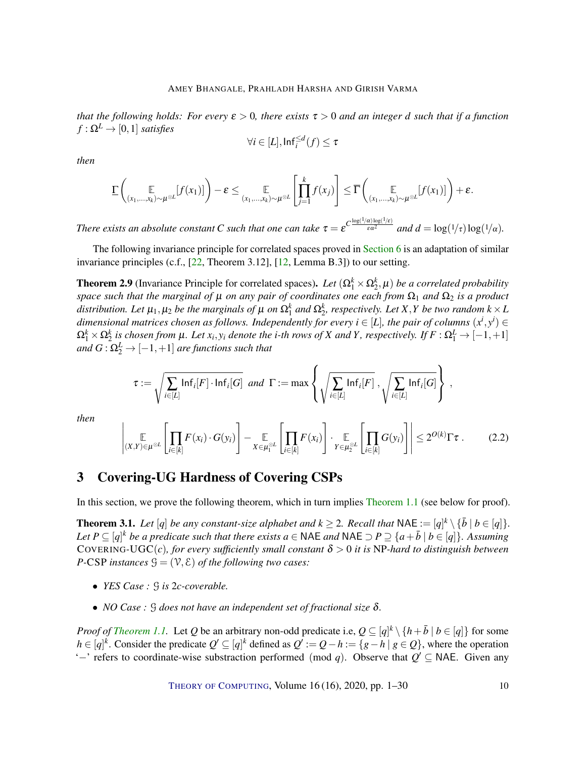*that the following holds: For every $\varepsilon > 0$, there exists $\tau > 0$ and an integer $d$ such that if a function $f : \Omega^L \to [0,1]$ satisfies*

$$\forall i \in [L], \mathsf{Inf}_i^{\leq d}(f) \leq \tau$$

*then*

$$\underline{\Gamma}\left(\mathop{\mathbb{E}}_{(x_1,\ldots,x_k)\sim\mu^{\otimes L}}[f(x_1)]\right) - \varepsilon \leq \mathop{\mathbb{E}}_{(x_1,\ldots,x_k)\sim\mu^{\otimes L}}\left[\prod_{j=1}^{k} f(x_j)\right] \leq \overline{\Gamma}\left(\mathop{\mathbb{E}}_{(x_1,\ldots,x_k)\sim\mu^{\otimes L}}[f(x_1)]\right) + \varepsilon.$$

*There exists an absolute constant $C$ such that one can take $\tau = \varepsilon^{C^{\frac{\log(1/\alpha)\log(1/\varepsilon)}{\varepsilon\alpha^2}}}$ and $d = \log(1/\tau)\log(1/\alpha)$.*

The following invariance principle for correlated spaces proved in Section 6 is an adaptation of similar invariance principles (c.f., [22, Theorem 3.12], [12, Lemma B.3]) to our setting.

**Theorem 2.9** (Invariance Principle for correlated spaces)**.** *Let $(\Omega_1^k \times \Omega_2^k, \mu)$ be a correlated probability space such that the marginal of $\mu$ on any pair of coordinates one each from $\Omega_1$ and $\Omega_2$ is a product distribution. Let $\mu_1, \mu_2$ be the marginals of $\mu$ on $\Omega_1^k$ and $\Omega_2^k$, respectively. Let $X, Y$ be two random $k \times L$ dimensional matrices chosen as follows. Independently for every $i \in [L]$, the pair of columns $(x^i, y^i) \in \Omega_1^k \times \Omega_2^k$ is chosen from $\mu$. Let $x_i, y_i$ denote the $i$-th rows of $X$ and $Y$, respectively. If $F : \Omega_1^L \to [-1,+1]$ and $G : \Omega_2^L \to [-1,+1]$ are functions such that*

$$\tau := \sqrt{\sum_{i\in[L]} \mathsf{Inf}_i[F] \cdot \mathsf{Inf}_i[G]} \text{ and } \Gamma := \max\left\{\sqrt{\sum_{i\in[L]} \mathsf{Inf}_i[F]}, \sqrt{\sum_{i\in[L]} \mathsf{Inf}_i[G]}\right\},$$

*then*

$$\left|\mathop{\mathbb{E}}_{(X,Y)\in\mu^{\otimes L}}\left[\prod_{i\in[k]} F(x_i)\cdot G(y_i)\right] - \mathop{\mathbb{E}}_{X\in\mu_1^{\otimes L}}\left[\prod_{i\in[k]} F(x_i)\right]\cdot \mathop{\mathbb{E}}_{Y\in\mu_2^{\otimes L}}\left[\prod_{i\in[k]} G(y_i)\right]\right| \leq 2^{O(k)}\Gamma\tau. \qquad (2.2)$$

# 3 Covering-UG Hardness of Covering CSPs

In this section, we prove the following theorem, which in turn implies Theorem 1.1 (see below for proof).

**Theorem 3.1.** *Let $[q]$ be any constant-size alphabet and $k \geq 2$. Recall that $\mathsf{NAE} := [q]^k \setminus \{\bar{b} \mid b \in [q]\}$. Let $P \subseteq [q]^k$ be a predicate such that there exists $a \in \mathsf{NAE}$ and $\mathsf{NAE} \supset P \supseteq \{a + \bar{b} \mid b \in [q]\}$. Assuming* COVERING-UGC$(c)$*, for every sufficiently small constant $\delta > 0$ it is* NP*-hard to distinguish between $P$-*CSP *instances $\mathcal{G} = (\mathcal{V}, \mathcal{E})$ of the following two cases:*

- *YES Case : $\mathcal{G}$ is $2c$-coverable.*
- *NO Case : $\mathcal{G}$ does not have an independent set of fractional size $\delta$.*

*Proof of Theorem 1.1.* Let $Q$ be an arbitrary non-odd predicate i.e, $Q \subseteq [q]^k \setminus \{h + \bar{b} \mid b \in [q]\}$ for some $h \in [q]^k$. Consider the predicate $Q' \subseteq [q]^k$ defined as $Q' := Q - h := \{g - h \mid g \in Q\}$, where the operation '$-$' refers to coordinate-wise substraction performed (mod $q$). Observe that $Q' \subseteq \mathsf{NAE}$. Given any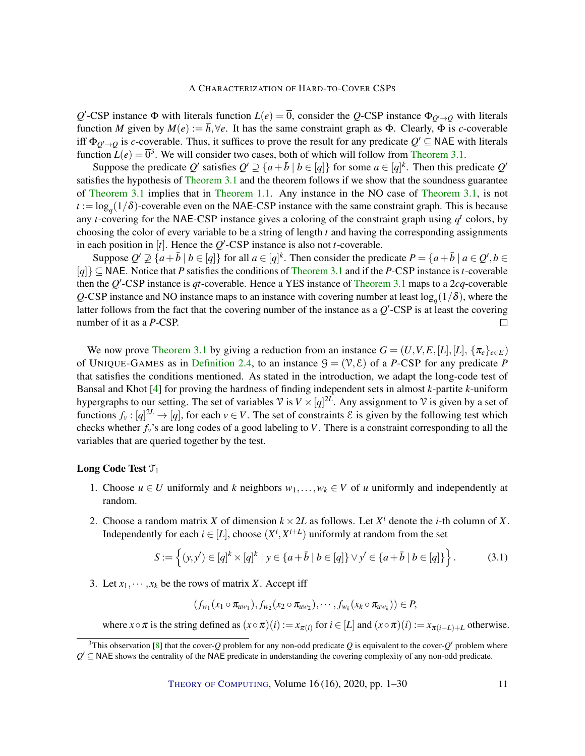$Q'$-CSP instance $\Phi$ with literals function $L(e) = \overline{0}$, consider the $Q$-CSP instance $\Phi_{Q' \to Q}$ with literals function $M$ given by $M(e) := \overline{h}, \forall e$. It has the same constraint graph as $\Phi$. Clearly, $\Phi$ is $c$-coverable iff $\Phi_{Q' \to Q}$ is $c$-coverable. Thus, it suffices to prove the result for any predicate $Q' \subseteq \mathsf{NAE}$ with literals function $L(e) = \overline{0}$[3]. We will consider two cases, both of which will follow from Theorem 3.1.

Suppose the predicate $Q'$ satisfies $Q' \supseteq \{a + \bar{b} \mid b \in [q]\}$ for some $a \in [q]^k$. Then this predicate $Q'$ satisfies the hypothesis of Theorem 3.1 and the theorem follows if we show that the soundness guarantee of Theorem 3.1 implies that in Theorem 1.1. Any instance in the NO case of Theorem 3.1, is not $t := \log_q(1/\delta)$-coverable even on the $\mathsf{NAE}$-CSP instance with the same constraint graph. This is because any $t$-covering for the $\mathsf{NAE}$-CSP instance gives a coloring of the constraint graph using $q^t$ colors, by choosing the color of every variable to be a string of length $t$ and having the corresponding assignments in each position in $[t]$. Hence the $Q'$-CSP instance is also not $t$-coverable.

Suppose $Q' \not\supseteq \{a + \bar{b} \mid b \in [q]\}$ for all $a \in [q]^k$. Then consider the predicate $P = \{a + \bar{b} \mid a \in Q', b \in [q]\} \subseteq \mathsf{NAE}$. Notice that $P$ satisfies the conditions of Theorem 3.1 and if the $P$-CSP instance is $t$-coverable then the $Q'$-CSP instance is $qt$-coverable. Hence a YES instance of Theorem 3.1 maps to a $2cq$-coverable $Q$-CSP instance and NO instance maps to an instance with covering number at least $\log_q(1/\delta)$, where the latter follows from the fact that the covering number of the instance as a $Q'$-CSP is at least the covering number of it as a $P$-CSP. $\square$

We now prove Theorem 3.1 by giving a reduction from an instance $G = (U, V, E, [L], [L], \{\pi_e\}_{e \in E})$ of UNIQUE-GAMES as in Definition 2.4, to an instance $\mathcal{G} = (\mathcal{V}, \mathcal{E})$ of a $P$-CSP for any predicate $P$ that satisfies the conditions mentioned. As stated in the introduction, we adapt the long-code test of Bansal and Khot [4] for proving the hardness of finding independent sets in almost $k$-partite $k$-uniform hypergraphs to our setting. The set of variables $\mathcal{V}$ is $V \times [q]^{2L}$. Any assignment to $\mathcal{V}$ is given by a set of functions $f_v : [q]^{2L} \to [q]$, for each $v \in V$. The set of constraints $\mathcal{E}$ is given by the following test which checks whether $f_v$'s are long codes of a good labeling to $V$. There is a constraint corresponding to all the variables that are queried together by the test.

**Long Code Test $\mathcal{T}_1$**

1. Choose $u \in U$ uniformly and $k$ neighbors $w_1, \ldots, w_k \in V$ of $u$ uniformly and independently at random.
2. Choose a random matrix $X$ of dimension $k \times 2L$ as follows. Let $X^i$ denote the $i$-th column of $X$. Independently for each $i \in [L]$, choose $(X^i, X^{i+L})$ uniformly at random from the set

$$S := \left\{ (y, y') \in [q]^k \times [q]^k \mid y \in \{a + \bar{b} \mid b \in [q]\} \vee y' \in \{a + \bar{b} \mid b \in [q]\} \right\}. \tag{3.1}$$

3. Let $x_1, \cdots, x_k$ be the rows of matrix $X$. Accept iff

$$(f_{w_1}(x_1 \circ \pi_{uw_1}), f_{w_2}(x_2 \circ \pi_{uw_2}), \cdots, f_{w_k}(x_k \circ \pi_{uw_k})) \in P,$$

where $x \circ \pi$ is the string defined as $(x \circ \pi)(i) := x_{\pi(i)}$ for $i \in [L]$ and $(x \circ \pi)(i) := x_{\pi(i-L)+L}$ otherwise.

[3]This observation [8] that the cover-$Q$ problem for any non-odd predicate $Q$ is equivalent to the cover-$Q'$ problem where $Q' \subseteq \mathsf{NAE}$ shows the centrality of the $\mathsf{NAE}$ predicate in understanding the covering complexity of any non-odd predicate.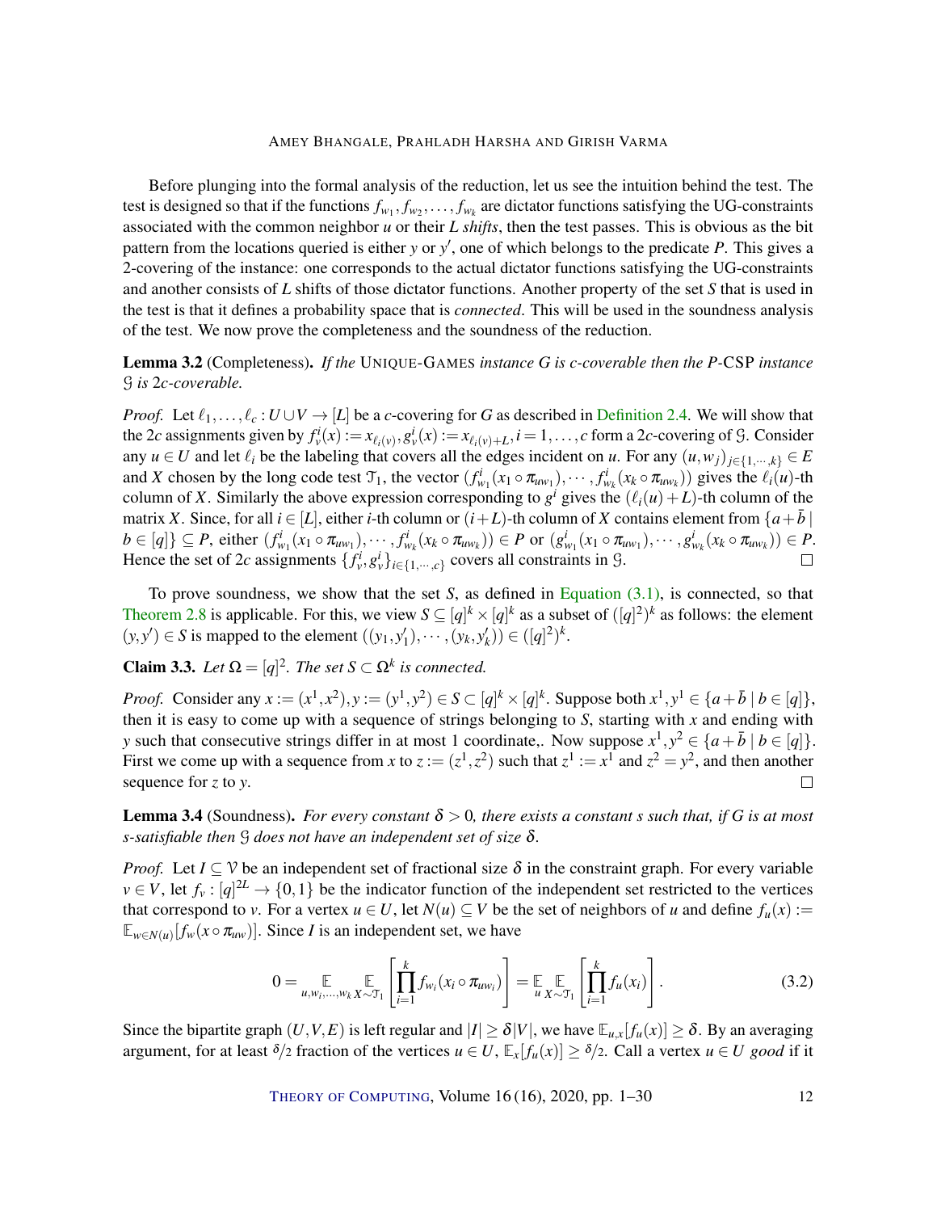Before plunging into the formal analysis of the reduction, let us see the intuition behind the test. The test is designed so that if the functions $f_{w_1}, f_{w_2}, \ldots, f_{w_k}$ are dictator functions satisfying the UG-constraints associated with the common neighbor $u$ or their $L$ *shifts*, then the test passes. This is obvious as the bit pattern from the locations queried is either $y$ or $y'$, one of which belongs to the predicate $P$. This gives a 2-covering of the instance: one corresponds to the actual dictator functions satisfying the UG-constraints and another consists of $L$ shifts of those dictator functions. Another property of the set $S$ that is used in the test is that it defines a probability space that is *connected*. This will be used in the soundness analysis of the test. We now prove the completeness and the soundness of the reduction.

**Lemma 3.2** (Completeness)**.** *If the* UNIQUE-GAMES *instance $G$ is $c$-coverable then the $P$-CSP instance $\mathcal{G}$ is $2c$-coverable.*

*Proof.* Let $\ell_1, \ldots, \ell_c : U \cup V \to [L]$ be a $c$-covering for $G$ as described in Definition 2.4. We will show that the $2c$ assignments given by $f_v^i(x) := x_{\ell_i(v)}, g_v^i(x) := x_{\ell_i(v)+L}, i = 1, \ldots, c$ form a $2c$-covering of $\mathcal{G}$. Consider any $u \in U$ and let $\ell_i$ be the labeling that covers all the edges incident on $u$. For any $(u, w_j)_{j \in \{1, \cdots, k\}} \in E$ and $X$ chosen by the long code test $\mathcal{T}_1$, the vector $(f_{w_1}^i(x_1 \circ \pi_{uw_1}), \cdots, f_{w_k}^i(x_k \circ \pi_{uw_k}))$ gives the $\ell_i(u)$-th column of $X$. Similarly the above expression corresponding to $g^i$ gives the $(\ell_i(u) + L)$-th column of the matrix $X$. Since, for all $i \in [L]$, either $i$-th column or $(i+L)$-th column of $X$ contains element from $\{a + \bar{b} \mid b \in [q]\} \subseteq P$, either $(f_{w_1}^i(x_1 \circ \pi_{uw_1}), \cdots, f_{w_k}^i(x_k \circ \pi_{uw_k})) \in P$ or $(g_{w_1}^i(x_1 \circ \pi_{uw_1}), \cdots, g_{w_k}^i(x_k \circ \pi_{uw_k})) \in P$. Hence the set of $2c$ assignments $\{f_v^i, g_v^i\}_{i \in \{1, \cdots, c\}}$ covers all constraints in $\mathcal{G}$. $\square$

To prove soundness, we show that the set $S$, as defined in Equation (3.1), is connected, so that Theorem 2.8 is applicable. For this, we view $S \subseteq [q]^k \times [q]^k$ as a subset of $([q]^2)^k$ as follows: the element $(y, y') \in S$ is mapped to the element $((y_1, y_1'), \cdots, (y_k, y_k')) \in ([q]^2)^k$.

**Claim 3.3.** *Let $\Omega = [q]^2$. The set $S \subset \Omega^k$ is connected.*

*Proof.* Consider any $x := (x^1, x^2), y := (y^1, y^2) \in S \subset [q]^k \times [q]^k$. Suppose both $x^1, y^1 \in \{a + \bar{b} \mid b \in [q]\}$, then it is easy to come up with a sequence of strings belonging to $S$, starting with $x$ and ending with $y$ such that consecutive strings differ in at most 1 coordinate,. Now suppose $x^1, y^2 \in \{a + \bar{b} \mid b \in [q]\}$. First we come up with a sequence from $x$ to $z := (z^1, z^2)$ such that $z^1 := x^1$ and $z^2 = y^2$, and then another sequence for $z$ to $y$. $\square$

**Lemma 3.4** (Soundness)**.** *For every constant $\delta > 0$, there exists a constant $s$ such that, if $G$ is at most $s$-satisfiable then $\mathcal{G}$ does not have an independent set of size $\delta$.*

*Proof.* Let $I \subseteq \mathcal{V}$ be an independent set of fractional size $\delta$ in the constraint graph. For every variable $v \in V$, let $f_v : [q]^{2L} \to \{0, 1\}$ be the indicator function of the independent set restricted to the vertices that correspond to $v$. For a vertex $u \in U$, let $N(u) \subseteq V$ be the set of neighbors of $u$ and define $f_u(x) := \mathbb{E}_{w \in N(u)}[f_w(x \circ \pi_{uw})]$. Since $I$ is an independent set, we have

$$0 = \mathop{\mathbb{E}}_{u, w_i, \ldots, w_k} \mathop{\mathbb{E}}_{X \sim \mathcal{T}_1} \left[ \prod_{i=1}^{k} f_{w_i}(x_i \circ \pi_{uw_i}) \right] = \mathop{\mathbb{E}}_{u} \mathop{\mathbb{E}}_{X \sim \mathcal{T}_1} \left[ \prod_{i=1}^{k} f_u(x_i) \right]. \tag{3.2}$$

Since the bipartite graph $(U, V, E)$ is left regular and $|I| \geq \delta |V|$, we have $\mathbb{E}_{u,x}[f_u(x)] \geq \delta$. By an averaging argument, for at least $\delta/2$ fraction of the vertices $u \in U$, $\mathbb{E}_x[f_u(x)] \geq \delta/2$. Call a vertex $u \in U$ *good* if it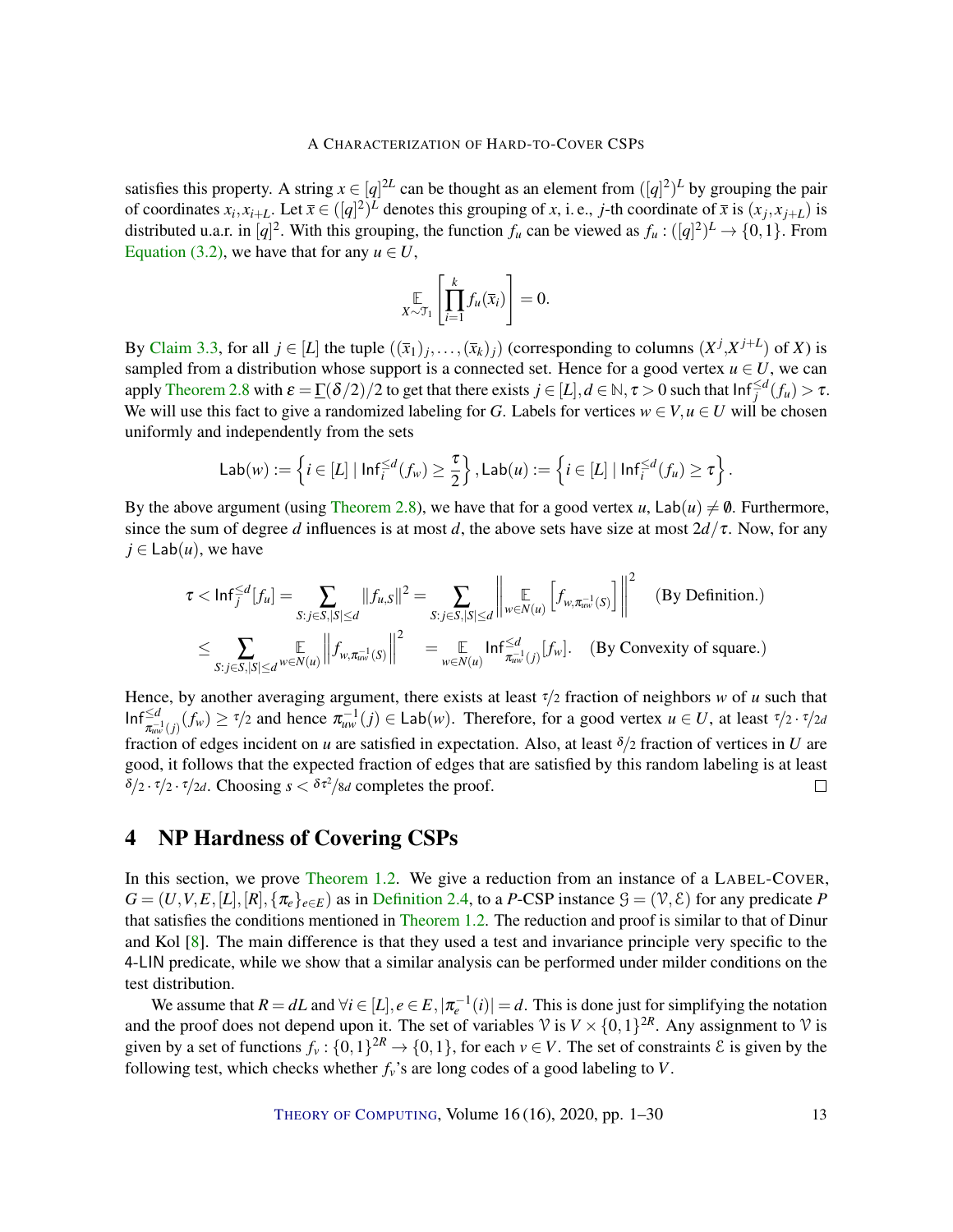satisfies this property. A string $x \in [q]^{2L}$ can be thought as an element from $([q]^2)^L$ by grouping the pair of coordinates $x_i, x_{i+L}$. Let $\bar{x} \in ([q]^2)^L$ denotes this grouping of $x$, i. e., $j$-th coordinate of $\bar{x}$ is $(x_j, x_{j+L})$ is distributed u.a.r. in $[q]^2$. With this grouping, the function $f_u$ can be viewed as $f_u : ([q]^2)^L \to \{0,1\}$. From Equation (3.2), we have that for any $u \in U$,

$$\mathop{\mathbb{E}}_{X \sim \mathcal{T}_1}\left[\prod_{i=1}^{k} f_u(\bar{x}_i)\right] = 0.$$

By Claim 3.3, for all $j \in [L]$ the tuple $((\bar{x}_1)_j, \ldots, (\bar{x}_k)_j)$ (corresponding to columns $(X^j, X^{j+L})$ of $X$) is sampled from a distribution whose support is a connected set. Hence for a good vertex $u \in U$, we can apply Theorem 2.8 with $\varepsilon = \underline{\Gamma}(\delta/2)/2$ to get that there exists $j \in [L], d \in \mathbb{N}, \tau > 0$ such that $\mathsf{Inf}_j^{\leq d}(f_u) > \tau$. We will use this fact to give a randomized labeling for $G$. Labels for vertices $w \in V, u \in U$ will be chosen uniformly and independently from the sets

$$\mathsf{Lab}(w) := \left\{ i \in [L] \mid \mathsf{Inf}_i^{\leq d}(f_w) \geq \frac{\tau}{2} \right\}, \mathsf{Lab}(u) := \left\{ i \in [L] \mid \mathsf{Inf}_i^{\leq d}(f_u) \geq \tau \right\}.$$

By the above argument (using Theorem 2.8), we have that for a good vertex $u$, $\mathsf{Lab}(u) \neq \emptyset$. Furthermore, since the sum of degree $d$ influences is at most $d$, the above sets have size at most $2d/\tau$. Now, for any $j \in \mathsf{Lab}(u)$, we have

$$\begin{aligned}
\tau < \mathsf{Inf}_j^{\leq d}[f_u] &= \sum_{S: j \in S, |S| \leq d} \|f_{u,S}\|^2 = \sum_{S: j \in S, |S| \leq d} \left\| \mathop{\mathbb{E}}_{w \in N(u)}\left[f_{w, \pi_{uw}^{-1}(S)}\right] \right\|^2 \quad \text{(By Definition.)} \\
&\leq \sum_{S: j \in S, |S| \leq d} \mathop{\mathbb{E}}_{w \in N(u)} \left\| f_{w, \pi_{uw}^{-1}(S)} \right\|^2 \quad = \mathop{\mathbb{E}}_{w \in N(u)} \mathsf{Inf}_{\pi_{uw}^{-1}(j)}^{\leq d}[f_w]. \quad \text{(By Convexity of square.)}
\end{aligned}$$

Hence, by another averaging argument, there exists at least $\tau/2$ fraction of neighbors $w$ of $u$ such that $\mathsf{Inf}_{\pi_{uw}^{-1}(j)}^{\leq d}(f_w) \geq \tau/2$ and hence $\pi_{uw}^{-1}(j) \in \mathsf{Lab}(w)$. Therefore, for a good vertex $u \in U$, at least $\tau/2 \cdot \tau/2d$ fraction of edges incident on $u$ are satisfied in expectation. Also, at least $\delta/2$ fraction of vertices in $U$ are good, it follows that the expected fraction of edges that are satisfied by this random labeling is at least $\delta/2 \cdot \tau/2 \cdot \tau/2d$. Choosing $s < \delta\tau^2/8d$ completes the proof. □

## 4 NP Hardness of Covering CSPs

In this section, we prove Theorem 1.2. We give a reduction from an instance of a LABEL-COVER, $G = (U, V, E, [L], [R], \{\pi_e\}_{e \in E})$ as in Definition 2.4, to a $P$-CSP instance $\mathcal{G} = (\mathcal{V}, \mathcal{E})$ for any predicate $P$ that satisfies the conditions mentioned in Theorem 1.2. The reduction and proof is similar to that of Dinur and Kol [8]. The main difference is that they used a test and invariance principle very specific to the 4-LIN predicate, while we show that a similar analysis can be performed under milder conditions on the test distribution.

We assume that $R = dL$ and $\forall i \in [L], e \in E, |\pi_e^{-1}(i)| = d$. This is done just for simplifying the notation and the proof does not depend upon it. The set of variables $\mathcal{V}$ is $V \times \{0,1\}^{2R}$. Any assignment to $\mathcal{V}$ is given by a set of functions $f_v : \{0,1\}^{2R} \to \{0,1\}$, for each $v \in V$. The set of constraints $\mathcal{E}$ is given by the following test, which checks whether $f_v$'s are long codes of a good labeling to $V$.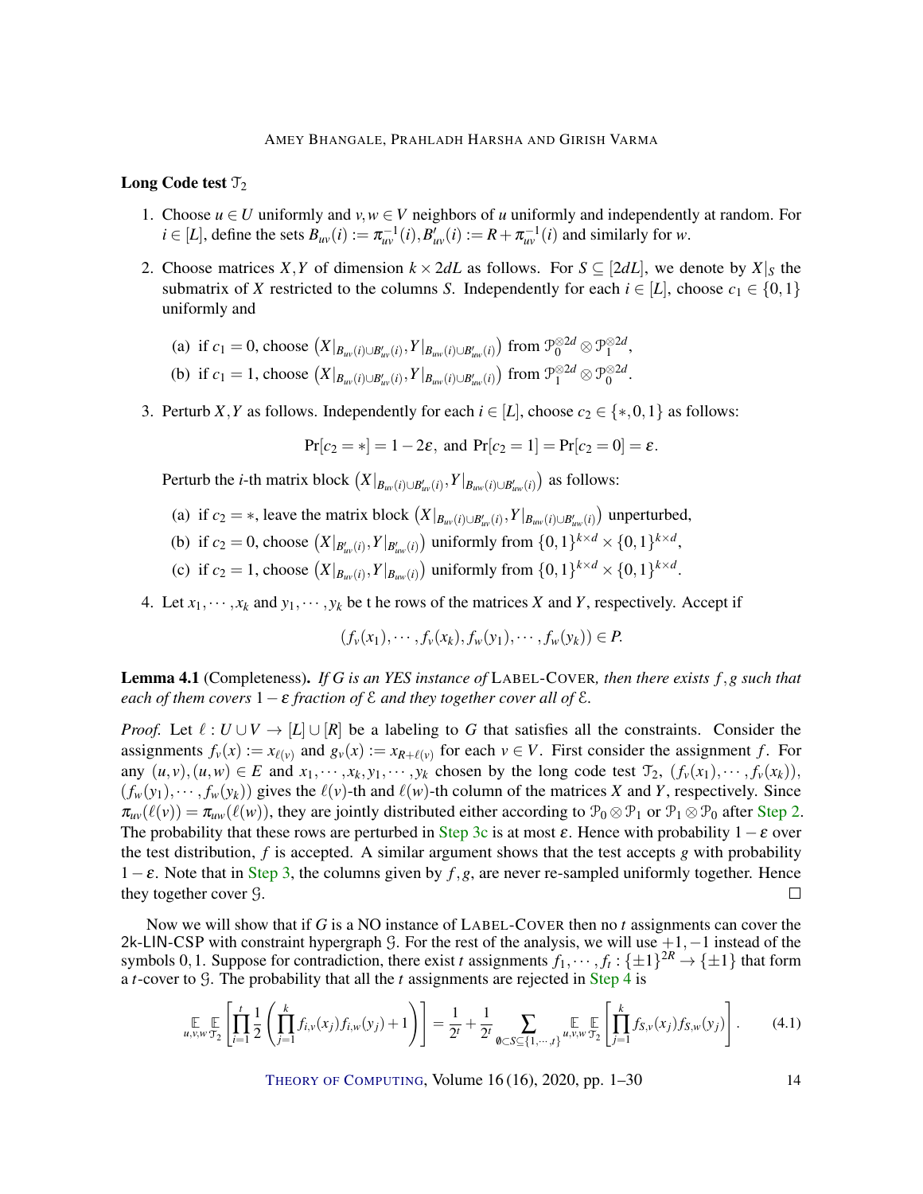**Long Code test $\mathcal{T}_2$**

1. Choose $u \in U$ uniformly and $v, w \in V$ neighbors of $u$ uniformly and independently at random. For $i \in [L]$, define the sets $B_{uv}(i) := \pi_{uv}^{-1}(i), B'_{uv}(i) := R + \pi_{uv}^{-1}(i)$ and similarly for $w$.

2. Choose matrices $X, Y$ of dimension $k \times 2dL$ as follows. For $S \subseteq [2dL]$, we denote by $X|_S$ the submatrix of $X$ restricted to the columns $S$. Independently for each $i \in [L]$, choose $c_1 \in \{0,1\}$ uniformly and
   (a) if $c_1 = 0$, choose $\left(X|_{B_{uv}(i) \cup B'_{uv}(i)}, Y|_{B_{uw}(i) \cup B'_{uw}(i)}\right)$ from $\mathcal{P}_0^{\otimes 2d} \otimes \mathcal{P}_1^{\otimes 2d}$,
   (b) if $c_1 = 1$, choose $\left(X|_{B_{uv}(i) \cup B'_{uv}(i)}, Y|_{B_{uw}(i) \cup B'_{uw}(i)}\right)$ from $\mathcal{P}_1^{\otimes 2d} \otimes \mathcal{P}_0^{\otimes 2d}$.

3. Perturb $X, Y$ as follows. Independently for each $i \in [L]$, choose $c_2 \in \{*, 0, 1\}$ as follows:
$$\Pr[c_2 = *] = 1 - 2\varepsilon, \text{ and } \Pr[c_2 = 1] = \Pr[c_2 = 0] = \varepsilon.$$
   Perturb the $i$-th matrix block $\left(X|_{B_{uv}(i) \cup B'_{uv}(i)}, Y|_{B_{uw}(i) \cup B'_{uw}(i)}\right)$ as follows:
   (a) if $c_2 = *$, leave the matrix block $\left(X|_{B_{uv}(i) \cup B'_{uv}(i)}, Y|_{B_{uw}(i) \cup B'_{uw}(i)}\right)$ unperturbed,
   (b) if $c_2 = 0$, choose $\left(X|_{B'_{uv}(i)}, Y|_{B'_{uw}(i)}\right)$ uniformly from $\{0,1\}^{k \times d} \times \{0,1\}^{k \times d}$,
   (c) if $c_2 = 1$, choose $\left(X|_{B_{uv}(i)}, Y|_{B_{uw}(i)}\right)$ uniformly from $\{0,1\}^{k \times d} \times \{0,1\}^{k \times d}$.

4. Let $x_1, \cdots, x_k$ and $y_1, \cdots, y_k$ be t he rows of the matrices $X$ and $Y$, respectively. Accept if
$$(f_v(x_1), \cdots, f_v(x_k), f_w(y_1), \cdots, f_w(y_k)) \in P.$$

**Lemma 4.1** (Completeness). *If $G$ is an YES instance of* LABEL-COVER*, then there exists $f, g$ such that each of them covers $1 - \varepsilon$ fraction of $\mathcal{E}$ and they together cover all of $\mathcal{E}$.*

*Proof.* Let $\ell : U \cup V \to [L] \cup [R]$ be a labeling to $G$ that satisfies all the constraints. Consider the assignments $f_v(x) := x_{\ell(v)}$ and $g_v(x) := x_{R+\ell(v)}$ for each $v \in V$. First consider the assignment $f$. For any $(u,v), (u,w) \in E$ and $x_1, \cdots, x_k, y_1, \cdots, y_k$ chosen by the long code test $\mathcal{T}_2$, $(f_v(x_1), \cdots, f_v(x_k))$, $(f_w(y_1), \cdots, f_w(y_k))$ gives the $\ell(v)$-th and $\ell(w)$-th column of the matrices $X$ and $Y$, respectively. Since $\pi_{uv}(\ell(v)) = \pi_{uw}(\ell(w))$, they are jointly distributed either according to $\mathcal{P}_0 \otimes \mathcal{P}_1$ or $\mathcal{P}_1 \otimes \mathcal{P}_0$ after Step 2. The probability that these rows are perturbed in Step 3c is at most $\varepsilon$. Hence with probability $1 - \varepsilon$ over the test distribution, $f$ is accepted. A similar argument shows that the test accepts $g$ with probability $1 - \varepsilon$. Note that in Step 3, the columns given by $f, g$, are never re-sampled uniformly together. Hence they together cover $\mathcal{G}$. $\square$

Now we will show that if $G$ is a NO instance of LABEL-COVER then no $t$ assignments can cover the 2k-LIN-CSP with constraint hypergraph $\mathcal{G}$. For the rest of the analysis, we will use $+1, -1$ instead of the symbols $0, 1$. Suppose for contradiction, there exist $t$ assignments $f_1, \cdots, f_t : \{\pm 1\}^{2R} \to \{\pm 1\}$ that form a $t$-cover to $\mathcal{G}$. The probability that all the $t$ assignments are rejected in Step 4 is

$$\mathop{\mathbb{E}}_{u,v,w} \mathop{\mathbb{E}}_{\mathcal{T}_2} \left[ \prod_{i=1}^{t} \frac{1}{2} \left( \prod_{j=1}^{k} f_{i,v}(x_j) f_{i,w}(y_j) + 1 \right) \right] = \frac{1}{2^t} + \frac{1}{2^t} \sum_{\emptyset \subset S \subseteq \{1, \cdots, t\}} \mathop{\mathbb{E}}_{u,v,w} \mathop{\mathbb{E}}_{\mathcal{T}_2} \left[ \prod_{j=1}^{k} f_{S,v}(x_j) f_{S,w}(y_j) \right]. \tag{4.1}$$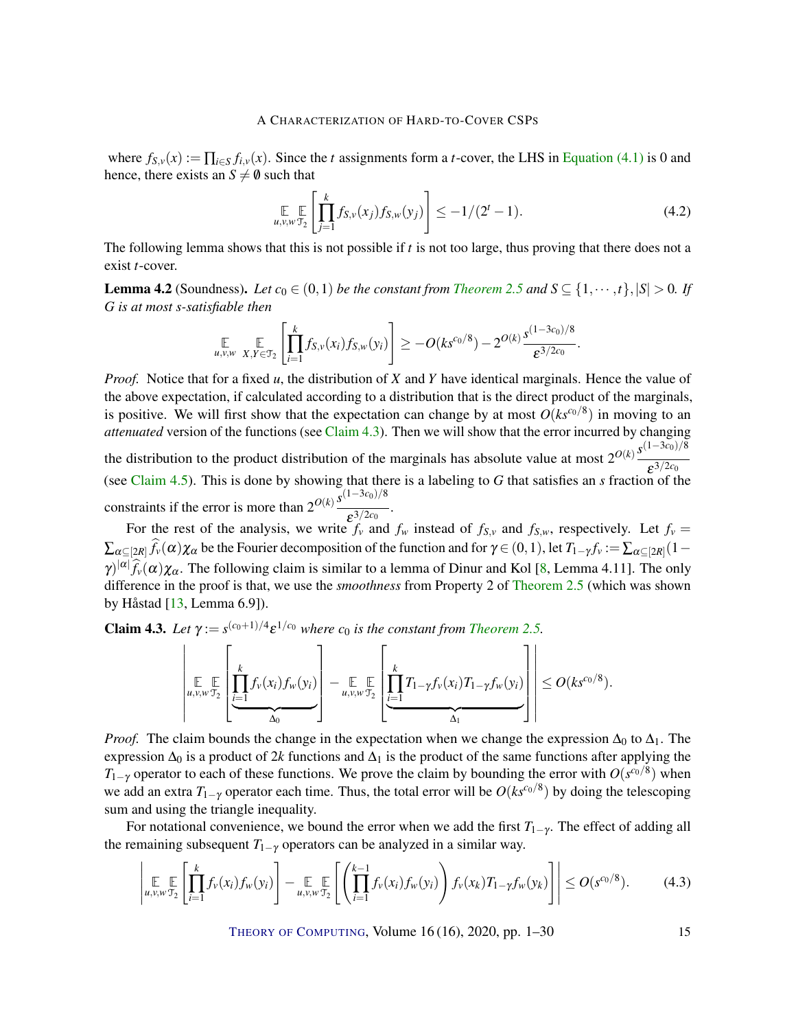where $f_{S,v}(x) := \prod_{i\in S} f_{i,v}(x)$. Since the $t$ assignments form a $t$-cover, the LHS in Equation (4.1) is 0 and hence, there exists an $S \neq \emptyset$ such that

$$\mathop{\mathbb{E}}_{u,v,w} \mathop{\mathbb{E}}_{\mathcal{T}_2} \left[ \prod_{j=1}^{k} f_{S,v}(x_j) f_{S,w}(y_j) \right] \leq -1/(2^t - 1). \tag{4.2}$$

The following lemma shows that this is not possible if $t$ is not too large, thus proving that there does not a exist $t$-cover.

**Lemma 4.2** (Soundness). *Let $c_0 \in (0,1)$ be the constant from Theorem 2.5 and $S \subseteq \{1, \cdots, t\}, |S| > 0$. If $G$ is at most $s$-satisfiable then*

$$\mathop{\mathbb{E}}_{u,v,w} \mathop{\mathbb{E}}_{X,Y \in \mathcal{T}_2} \left[ \prod_{i=1}^{k} f_{S,v}(x_i) f_{S,w}(y_i) \right] \geq -O(ks^{c_0/8}) - 2^{O(k)} \frac{s^{(1-3c_0)/8}}{\varepsilon^{3/2c_0}}.$$

*Proof.* Notice that for a fixed $u$, the distribution of $X$ and $Y$ have identical marginals. Hence the value of the above expectation, if calculated according to a distribution that is the direct product of the marginals, is positive. We will first show that the expectation can change by at most $O(ks^{c_0/8})$ in moving to an *attenuated* version of the functions (see Claim 4.3). Then we will show that the error incurred by changing the distribution to the product distribution of the marginals has absolute value at most $2^{O(k)} \dfrac{s^{(1-3c_0)/8}}{\varepsilon^{3/2c_0}}$ (see Claim 4.5). This is done by showing that there is a labeling to $G$ that satisfies an $s$ fraction of the constraints if the error is more than $2^{O(k)} \dfrac{s^{(1-3c_0)/8}}{\varepsilon^{3/2c_0}}$.

For the rest of the analysis, we write $f_v$ and $f_w$ instead of $f_{S,v}$ and $f_{S,w}$, respectively. Let $f_v = \sum_{\alpha \subseteq [2R]} \widehat{f_v}(\alpha)\chi_\alpha$ be the Fourier decomposition of the function and for $\gamma \in (0,1)$, let $T_{1-\gamma} f_v := \sum_{\alpha \subseteq [2R]} (1-\gamma)^{|\alpha|} \widehat{f_v}(\alpha)\chi_\alpha$. The following claim is similar to a lemma of Dinur and Kol [8, Lemma 4.11]. The only difference in the proof is that, we use the *smoothness* from Property 2 of Theorem 2.5 (which was shown by Håstad [13, Lemma 6.9]).

**Claim 4.3.** *Let $\gamma := s^{(c_0+1)/4} \varepsilon^{1/c_0}$ where $c_0$ is the constant from Theorem 2.5.*

$$\left| \mathop{\mathbb{E}}_{u,v,w} \mathop{\mathbb{E}}_{\mathcal{T}_2} \left[ \underbrace{\prod_{i=1}^{k} f_v(x_i) f_w(y_i)}_{\Delta_0} \right] - \mathop{\mathbb{E}}_{u,v,w} \mathop{\mathbb{E}}_{\mathcal{T}_2} \left[ \underbrace{\prod_{i=1}^{k} T_{1-\gamma} f_v(x_i) T_{1-\gamma} f_w(y_i)}_{\Delta_1} \right] \right| \leq O(ks^{c_0/8}).$$

*Proof.* The claim bounds the change in the expectation when we change the expression $\Delta_0$ to $\Delta_1$. The expression $\Delta_0$ is a product of $2k$ functions and $\Delta_1$ is the product of the same functions after applying the $T_{1-\gamma}$ operator to each of these functions. We prove the claim by bounding the error with $O(s^{c_0/8})$ when we add an extra $T_{1-\gamma}$ operator each time. Thus, the total error will be $O(ks^{c_0/8})$ by doing the telescoping sum and using the triangle inequality.

For notational convenience, we bound the error when we add the first $T_{1-\gamma}$. The effect of adding all the remaining subsequent $T_{1-\gamma}$ operators can be analyzed in a similar way.

$$\left| \mathop{\mathbb{E}}_{u,v,w} \mathop{\mathbb{E}}_{\mathcal{T}_2} \left[ \prod_{i=1}^{k} f_v(x_i) f_w(y_i) \right] - \mathop{\mathbb{E}}_{u,v,w} \mathop{\mathbb{E}}_{\mathcal{T}_2} \left[ \left( \prod_{i=1}^{k-1} f_v(x_i) f_w(y_i) \right) f_v(x_k) T_{1-\gamma} f_w(y_k) \right] \right| \leq O(s^{c_0/8}). \tag{4.3}$$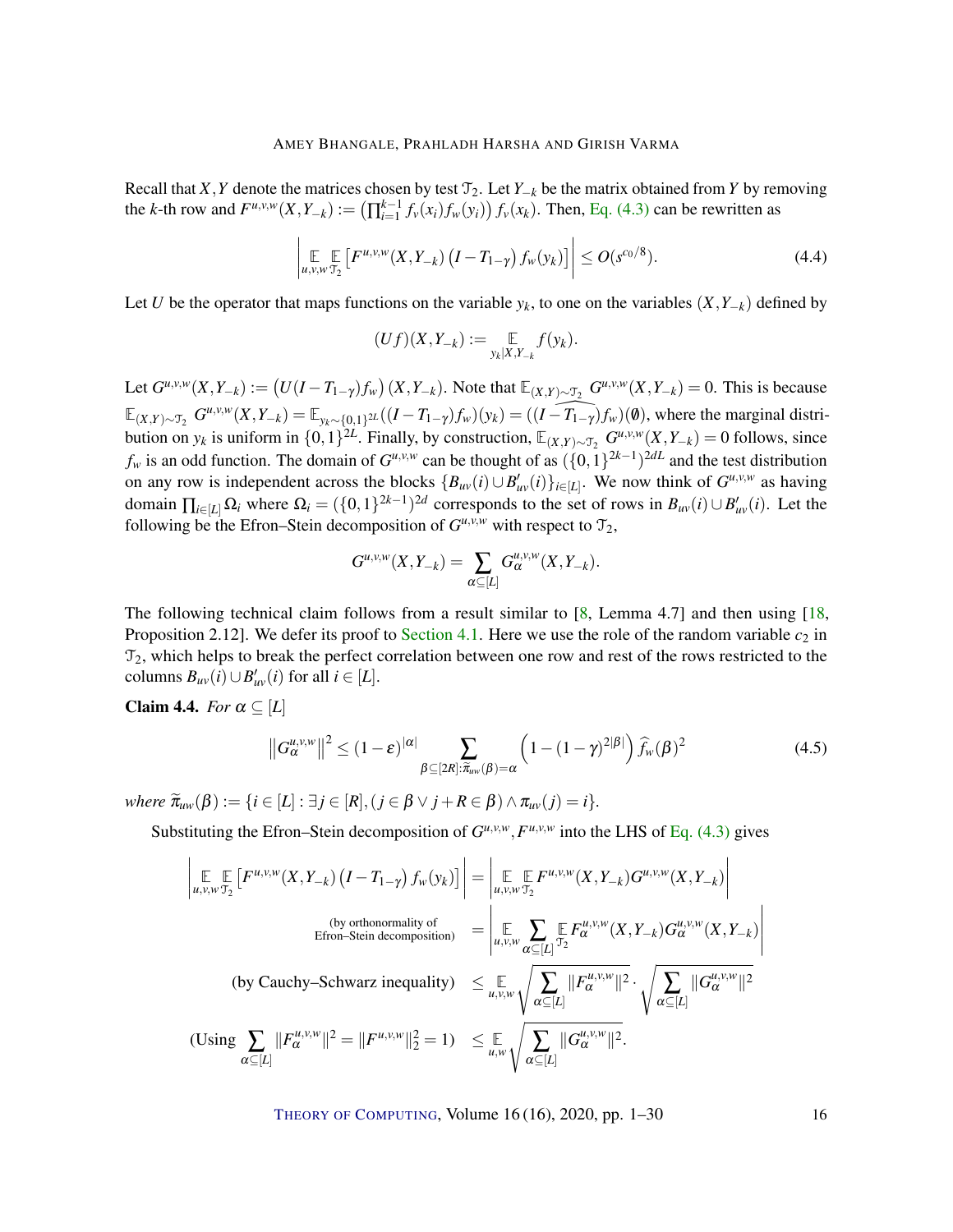Recall that $X, Y$ denote the matrices chosen by test $\mathcal{T}_2$. Let $Y_{-k}$ be the matrix obtained from $Y$ by removing the $k$-th row and $F^{u,v,w}(X, Y_{-k}) := \left(\prod_{i=1}^{k-1} f_v(x_i) f_w(y_i)\right) f_v(x_k)$. Then, Eq. (4.3) can be rewritten as

$$\left| \mathop{\mathbb{E}}_{u,v,w} \mathop{\mathbb{E}}_{\mathcal{T}_2} \left[ F^{u,v,w}(X, Y_{-k}) \left( I - T_{1-\gamma} \right) f_w(y_k) \right] \right| \leq O(s^{c_0/8}). \tag{4.4}$$

Let $U$ be the operator that maps functions on the variable $y_k$, to one on the variables $(X, Y_{-k})$ defined by

$$(Uf)(X, Y_{-k}) := \mathop{\mathbb{E}}_{y_k | X, Y_{-k}} f(y_k).$$

Let $G^{u,v,w}(X, Y_{-k}) := \left( U(I - T_{1-\gamma}) f_w \right)(X, Y_{-k})$. Note that $\mathbb{E}_{(X,Y)\sim\mathcal{T}_2}\, G^{u,v,w}(X, Y_{-k}) = 0$. This is because $\mathbb{E}_{(X,Y)\sim\mathcal{T}_2}\, G^{u,v,w}(X, Y_{-k}) = \mathbb{E}_{y_k \sim \{0,1\}^{2L}}((I - T_{1-\gamma}) f_w)(y_k) = (\widehat{(I - T_{1-\gamma}) f_w})(\emptyset)$, where the marginal distribution on $y_k$ is uniform in $\{0,1\}^{2L}$. Finally, by construction, $\mathbb{E}_{(X,Y)\sim\mathcal{T}_2}\, G^{u,v,w}(X, Y_{-k}) = 0$ follows, since $f_w$ is an odd function. The domain of $G^{u,v,w}$ can be thought of as $(\{0,1\}^{2k-1})^{2dL}$ and the test distribution on any row is independent across the blocks $\{B_{uv}(i) \cup B'_{uv}(i)\}_{i\in[L]}$. We now think of $G^{u,v,w}$ as having domain $\prod_{i\in[L]} \Omega_i$ where $\Omega_i = (\{0,1\}^{2k-1})^{2d}$ corresponds to the set of rows in $B_{uv}(i) \cup B'_{uv}(i)$. Let the following be the Efron–Stein decomposition of $G^{u,v,w}$ with respect to $\mathcal{T}_2$,

$$G^{u,v,w}(X, Y_{-k}) = \sum_{\alpha \subseteq [L]} G^{u,v,w}_\alpha(X, Y_{-k}).$$

The following technical claim follows from a result similar to [8, Lemma 4.7] and then using [18, Proposition 2.12]. We defer its proof to Section 4.1. Here we use the role of the random variable $c_2$ in $\mathcal{T}_2$, which helps to break the perfect correlation between one row and rest of the rows restricted to the columns $B_{uv}(i) \cup B'_{uv}(i)$ for all $i \in [L]$.

**Claim 4.4.** *For $\alpha \subseteq [L]$*

$$\left\| G^{u,v,w}_\alpha \right\|^2 \leq (1-\varepsilon)^{|\alpha|} \sum_{\beta \subseteq [2R] : \widetilde{\pi}_{uw}(\beta) = \alpha} \left( 1 - (1-\gamma)^{2|\beta|} \right) \widehat{f_w}(\beta)^2 \tag{4.5}$$

*where $\widetilde{\pi}_{uw}(\beta) := \{ i \in [L] : \exists j \in [R], (j \in \beta \vee j + R \in \beta) \wedge \pi_{uv}(j) = i \}$.*

Substituting the Efron–Stein decomposition of $G^{u,v,w}, F^{u,v,w}$ into the LHS of Eq. (4.3) gives

$$\begin{aligned}
\left| \mathop{\mathbb{E}}_{u,v,w} \mathop{\mathbb{E}}_{\mathcal{T}_2} \left[ F^{u,v,w}(X, Y_{-k}) \left( I - T_{1-\gamma} \right) f_w(y_k) \right] \right| &= \left| \mathop{\mathbb{E}}_{u,v,w} \mathop{\mathbb{E}}_{\mathcal{T}_2} F^{u,v,w}(X, Y_{-k}) G^{u,v,w}(X, Y_{-k}) \right| \\
\text{(by orthonormality of Efron–Stein decomposition)} \quad &= \left| \mathop{\mathbb{E}}_{u,v,w} \sum_{\alpha \subseteq [L]} \mathop{\mathbb{E}}_{\mathcal{T}_2} F^{u,v,w}_\alpha(X, Y_{-k}) G^{u,v,w}_\alpha(X, Y_{-k}) \right| \\
\text{(by Cauchy–Schwarz inequality)} \quad &\leq \mathop{\mathbb{E}}_{u,v,w} \sqrt{\sum_{\alpha \subseteq [L]} \| F^{u,v,w}_\alpha \|^2} \cdot \sqrt{\sum_{\alpha \subseteq [L]} \| G^{u,v,w}_\alpha \|^2} \\
\left(\text{Using } \sum_{\alpha \subseteq [L]} \| F^{u,v,w}_\alpha \|^2 = \| F^{u,v,w} \|_2^2 = 1\right) \quad &\leq \mathop{\mathbb{E}}_{u,w} \sqrt{\sum_{\alpha \subseteq [L]} \| G^{u,v,w}_\alpha \|^2}.
\end{aligned}$$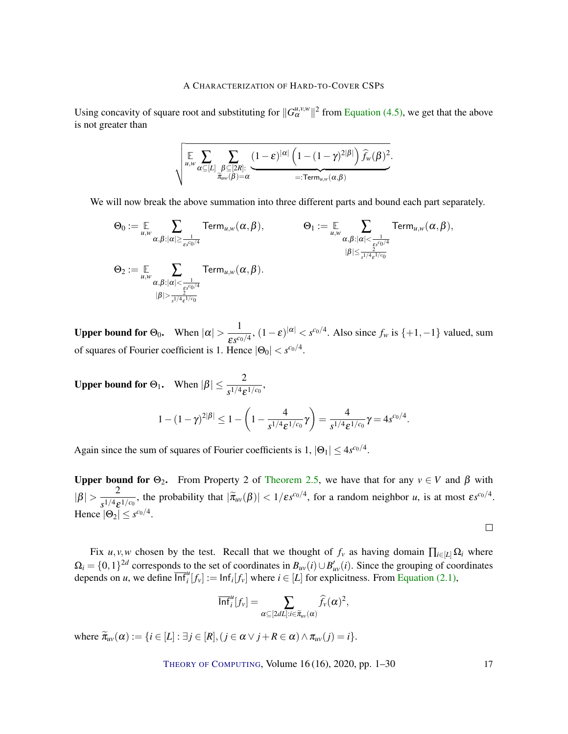Using concavity of square root and substituting for $\|G^{u,v,w}_\alpha\|^2$ from Equation (4.5), we get that the above is not greater than

$$\sqrt{\mathop{\mathbb{E}}_{u,w} \sum_{\alpha \subseteq [L]} \sum_{\substack{\beta \subseteq [2R]:\\ \widetilde{\pi}_{uw}(\beta)=\alpha}} \underbrace{(1-\varepsilon)^{|\alpha|}\left(1-(1-\gamma)^{2|\beta|}\right)\widehat{f}_w(\beta)^2}_{=:\mathsf{Term}_{u,w}(\alpha,\beta)}}.$$

We will now break the above summation into three different parts and bound each part separately.

$$\Theta_0 := \mathop{\mathbb{E}}_{u,w} \sum_{\alpha,\beta: |\alpha| \geq \frac{1}{\varepsilon s^{c_0/4}}} \mathsf{Term}_{u,w}(\alpha,\beta), \qquad \Theta_1 := \mathop{\mathbb{E}}_{u,w} \sum_{\substack{\alpha,\beta: |\alpha| < \frac{1}{\varepsilon s^{c_0/4}}\\ |\beta| \leq \frac{2}{s^{1/4}\varepsilon^{1/c_0}}}} \mathsf{Term}_{u,w}(\alpha,\beta),$$

$$\Theta_2 := \mathop{\mathbb{E}}_{u,w} \sum_{\substack{\alpha,\beta: |\alpha| < \frac{1}{\varepsilon s^{c_0/4}}\\ |\beta| > \frac{2}{s^{1/4}\varepsilon^{1/c_0}}}} \mathsf{Term}_{u,w}(\alpha,\beta).$$

**Upper bound for $\Theta_0$.** When $|\alpha| > \dfrac{1}{\varepsilon s^{c_0/4}}$, $(1-\varepsilon)^{|\alpha|} < s^{c_0/4}$. Also since $f_w$ is $\{+1,-1\}$ valued, sum of squares of Fourier coefficient is 1. Hence $|\Theta_0| < s^{c_0/4}$.

**Upper bound for $\Theta_1$.** When $|\beta| \leq \dfrac{2}{s^{1/4}\varepsilon^{1/c_0}}$,

$$1-(1-\gamma)^{2|\beta|} \leq 1 - \left(1 - \frac{4}{s^{1/4}\varepsilon^{1/c_0}}\gamma\right) = \frac{4}{s^{1/4}\varepsilon^{1/c_0}}\gamma = 4s^{c_0/4}.$$

Again since the sum of squares of Fourier coefficients is 1, $|\Theta_1| \leq 4s^{c_0/4}$.

**Upper bound for $\Theta_2$.** From Property 2 of Theorem 2.5, we have that for any $v \in V$ and $\beta$ with $|\beta| > \dfrac{2}{s^{1/4}\varepsilon^{1/c_0}}$, the probability that $|\widetilde{\pi}_{uv}(\beta)| < 1/\varepsilon s^{c_0/4}$, for a random neighbor $u$, is at most $\varepsilon s^{c_0/4}$. Hence $|\Theta_2| \leq s^{c_0/4}$.

□

Fix $u,v,w$ chosen by the test. Recall that we thought of $f_v$ as having domain $\prod_{i\in[L]}\Omega_i$ where $\Omega_i = \{0,1\}^{2d}$ corresponds to the set of coordinates in $B_{uv}(i) \cup B'_{uv}(i)$. Since the grouping of coordinates depends on $u$, we define $\overline{\mathsf{Inf}}^u_i[f_v] := \mathsf{Inf}_i[f_v]$ where $i \in [L]$ for explicitness. From Equation (2.1),

$$\overline{\mathsf{Inf}}^u_i[f_v] = \sum_{\alpha \subseteq [2dL]: i \in \widetilde{\pi}_{uv}(\alpha)} \widehat{f}_v(\alpha)^2,$$

where $\widetilde{\pi}_{uv}(\alpha) := \{i \in [L] : \exists j \in [R], (j \in \alpha \vee j+R \in \alpha) \wedge \pi_{uv}(j) = i\}$.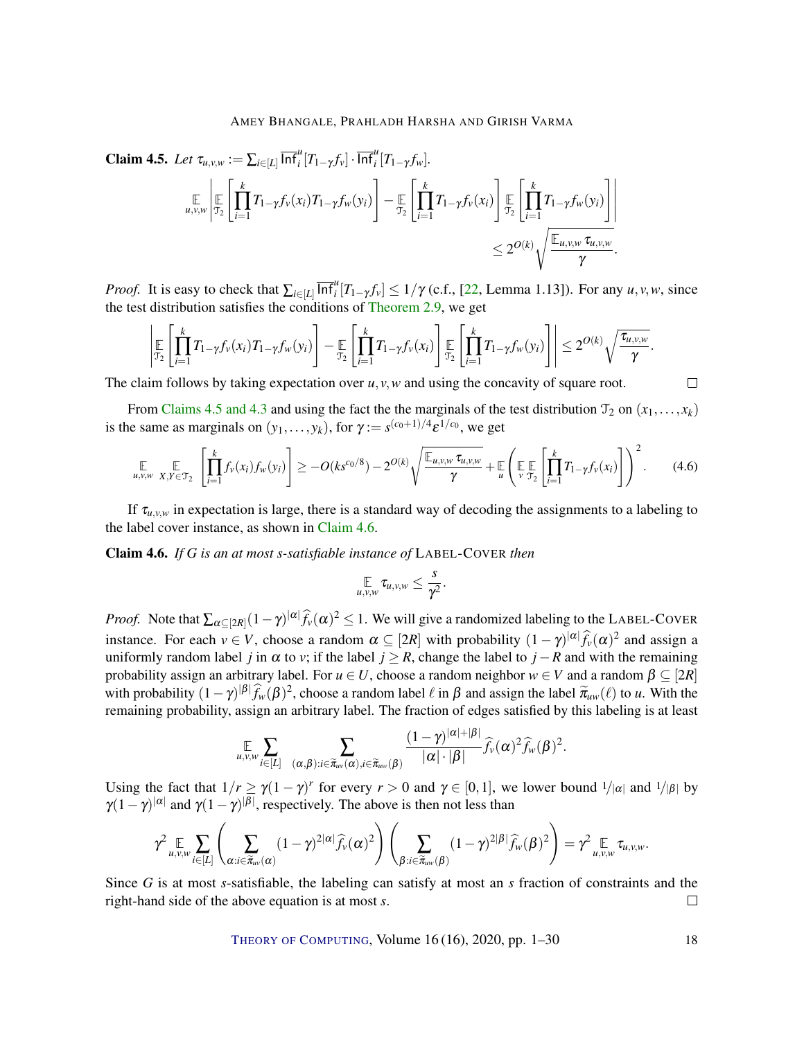**Claim 4.5.** *Let* $\tau_{u,v,w} := \sum_{i\in[L]} \overline{\mathsf{Inf}}_i^u[T_{1-\gamma}f_v]\cdot \overline{\mathsf{Inf}}_i^u[T_{1-\gamma}f_w]$.

$$\mathop{\mathbb{E}}_{u,v,w}\left|\mathop{\mathbb{E}}_{\mathcal{T}_2}\left[\prod_{i=1}^k T_{1-\gamma}f_v(x_i)T_{1-\gamma}f_w(y_i)\right]-\mathop{\mathbb{E}}_{\mathcal{T}_2}\left[\prod_{i=1}^k T_{1-\gamma}f_v(x_i)\right]\mathop{\mathbb{E}}_{\mathcal{T}_2}\left[\prod_{i=1}^k T_{1-\gamma}f_w(y_i)\right]\right| \le 2^{O(k)}\sqrt{\frac{\mathbb{E}_{u,v,w}\,\tau_{u,v,w}}{\gamma}}.$$

*Proof.* It is easy to check that $\sum_{i\in[L]}\overline{\mathsf{Inf}}_i^u[T_{1-\gamma}f_v]\le 1/\gamma$ (c.f., [22, Lemma 1.13]). For any $u,v,w$, since the test distribution satisfies the conditions of Theorem 2.9, we get

$$\left|\mathop{\mathbb{E}}_{\mathcal{T}_2}\left[\prod_{i=1}^k T_{1-\gamma}f_v(x_i)T_{1-\gamma}f_w(y_i)\right]-\mathop{\mathbb{E}}_{\mathcal{T}_2}\left[\prod_{i=1}^k T_{1-\gamma}f_v(x_i)\right]\mathop{\mathbb{E}}_{\mathcal{T}_2}\left[\prod_{i=1}^k T_{1-\gamma}f_w(y_i)\right]\right| \le 2^{O(k)}\sqrt{\frac{\tau_{u,v,w}}{\gamma}}.$$

The claim follows by taking expectation over $u,v,w$ and using the concavity of square root. $\square$

From Claims 4.5 and 4.3 and using the fact the the marginals of the test distribution $\mathcal{T}_2$ on $(x_1,\dots,x_k)$ is the same as marginals on $(y_1,\dots,y_k)$, for $\gamma := s^{(c_0+1)/4}\varepsilon^{1/c_0}$, we get

$$\mathop{\mathbb{E}}_{u,v,w}\ \mathop{\mathbb{E}}_{X,Y\in\mathcal{T}_2}\left[\prod_{i=1}^k f_v(x_i)f_w(y_i)\right]\ge -O(ks^{c_0/8})-2^{O(k)}\sqrt{\frac{\mathbb{E}_{u,v,w}\,\tau_{u,v,w}}{\gamma}}+\mathop{\mathbb{E}}_u\left(\mathop{\mathbb{E}}_v\mathop{\mathbb{E}}_{\mathcal{T}_2}\left[\prod_{i=1}^k T_{1-\gamma}f_v(x_i)\right]\right)^2. \tag{4.6}$$

If $\tau_{u,v,w}$ in expectation is large, there is a standard way of decoding the assignments to a labeling to the label cover instance, as shown in Claim 4.6.

**Claim 4.6.** *If $G$ is an at most $s$-satisfiable instance of* LABEL-COVER *then*

$$\mathop{\mathbb{E}}_{u,v,w}\tau_{u,v,w}\le\frac{s}{\gamma^2}.$$

*Proof.* Note that $\sum_{\alpha\subseteq[2R]}(1-\gamma)^{|\alpha|}\widehat{f}_v(\alpha)^2\le 1$. We will give a randomized labeling to the LABEL-COVER instance. For each $v\in V$, choose a random $\alpha\subseteq[2R]$ with probability $(1-\gamma)^{|\alpha|}\widehat{f}_v(\alpha)^2$ and assign a uniformly random label $j$ in $\alpha$ to $v$; if the label $j\ge R$, change the label to $j-R$ and with the remaining probability assign an arbitrary label. For $u\in U$, choose a random neighbor $w\in V$ and a random $\beta\subseteq[2R]$ with probability $(1-\gamma)^{|\beta|}\widehat{f}_w(\beta)^2$, choose a random label $\ell$ in $\beta$ and assign the label $\widetilde{\pi}_{uw}(\ell)$ to $u$. With the remaining probability, assign an arbitrary label. The fraction of edges satisfied by this labeling is at least

$$\mathop{\mathbb{E}}_{u,v,w}\sum_{i\in[L]}\ \sum_{(\alpha,\beta):i\in\widetilde{\pi}_{uv}(\alpha),i\in\widetilde{\pi}_{uw}(\beta)}\frac{(1-\gamma)^{|\alpha|+|\beta|}}{|\alpha|\cdot|\beta|}\widehat{f}_v(\alpha)^2\widehat{f}_w(\beta)^2.$$

Using the fact that $1/r\ge\gamma(1-\gamma)^r$ for every $r>0$ and $\gamma\in[0,1]$, we lower bound $1/|\alpha|$ and $1/|\beta|$ by $\gamma(1-\gamma)^{|\alpha|}$ and $\gamma(1-\gamma)^{|\beta|}$, respectively. The above is then not less than

$$\gamma^2\mathop{\mathbb{E}}_{u,v,w}\sum_{i\in[L]}\left(\sum_{\alpha:i\in\widetilde{\pi}_{uv}(\alpha)}(1-\gamma)^{2|\alpha|}\widehat{f}_v(\alpha)^2\right)\left(\sum_{\beta:i\in\widetilde{\pi}_{uw}(\beta)}(1-\gamma)^{2|\beta|}\widehat{f}_w(\beta)^2\right)=\gamma^2\mathop{\mathbb{E}}_{u,v,w}\tau_{u,v,w}.$$

Since $G$ is at most $s$-satisfiable, the labeling can satisfy at most an $s$ fraction of constraints and the right-hand side of the above equation is at most $s$. $\square$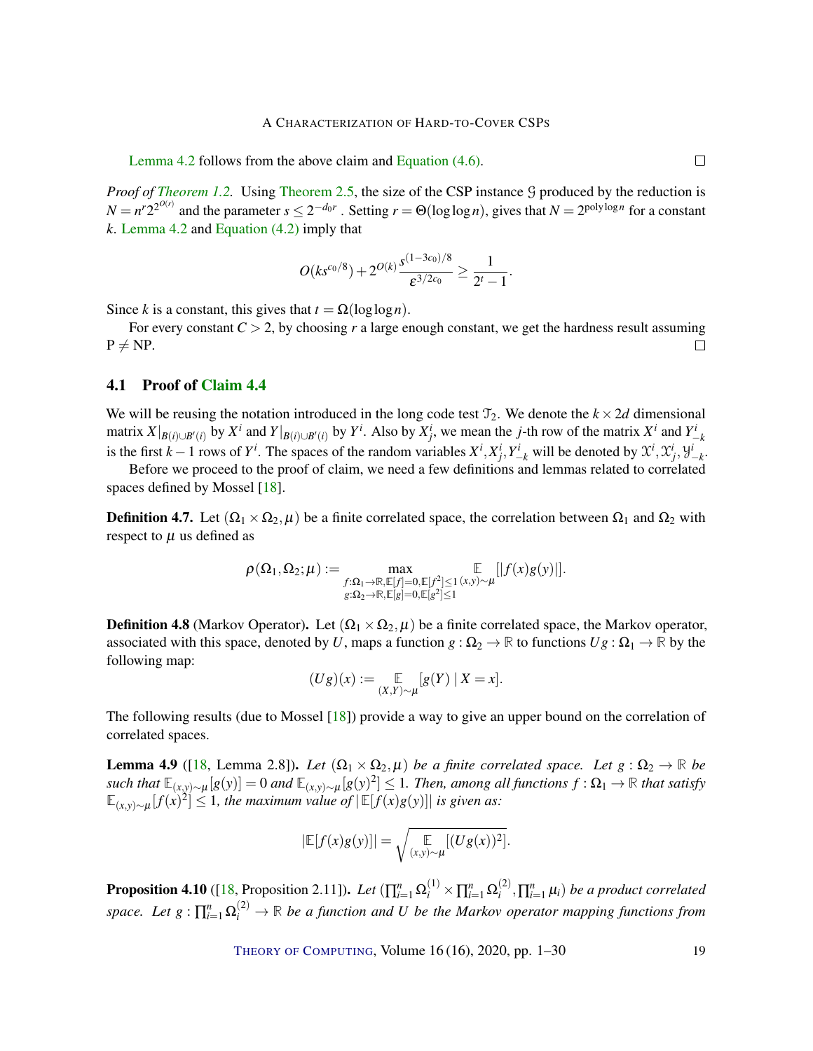Lemma 4.2 follows from the above claim and Equation (4.6). □

*Proof of Theorem 1.2.* Using Theorem 2.5, the size of the CSP instance $\mathcal{G}$ produced by the reduction is $N = n^r 2^{2^{O(r)}}$ and the parameter $s \leq 2^{-d_0 r}$. Setting $r = \Theta(\log\log n)$, gives that $N = 2^{\mathrm{poly}\log n}$ for a constant $k$. Lemma 4.2 and Equation (4.2) imply that

$$O(ks^{c_0/8}) + 2^{O(k)} \frac{s^{(1-3c_0)/8}}{\varepsilon^{3/2c_0}} \geq \frac{1}{2^t - 1}.$$

Since $k$ is a constant, this gives that $t = \Omega(\log\log n)$.

For every constant $C > 2$, by choosing $r$ a large enough constant, we get the hardness result assuming $\mathrm{P} \neq \mathrm{NP}$. □

## 4.1 Proof of Claim 4.4

We will be reusing the notation introduced in the long code test $\mathcal{T}_2$. We denote the $k \times 2d$ dimensional matrix $X|_{B(i)\cup B'(i)}$ by $X^i$ and $Y|_{B(i)\cup B'(i)}$ by $Y^i$. Also by $X^i_j$, we mean the $j$-th row of the matrix $X^i$ and $Y^i_{-k}$ is the first $k-1$ rows of $Y^i$. The spaces of the random variables $X^i, X^i_j, Y^i_{-k}$ will be denoted by $\mathcal{X}^i, \mathcal{X}^i_j, \mathcal{Y}^i_{-k}$.

Before we proceed to the proof of claim, we need a few definitions and lemmas related to correlated spaces defined by Mossel [18].

**Definition 4.7.** Let $(\Omega_1 \times \Omega_2, \mu)$ be a finite correlated space, the correlation between $\Omega_1$ and $\Omega_2$ with respect to $\mu$ us defined as

$$\rho(\Omega_1, \Omega_2; \mu) := \max_{\substack{f:\Omega_1\to\mathbb{R}, \mathbb{E}[f]=0, \mathbb{E}[f^2]\leq 1 \\ g:\Omega_2\to\mathbb{R}, \mathbb{E}[g]=0, \mathbb{E}[g^2]\leq 1}} \mathop{\mathbb{E}}_{(x,y)\sim\mu}[|f(x)g(y)|].$$

**Definition 4.8** (Markov Operator). Let $(\Omega_1 \times \Omega_2, \mu)$ be a finite correlated space, the Markov operator, associated with this space, denoted by $U$, maps a function $g : \Omega_2 \to \mathbb{R}$ to functions $Ug : \Omega_1 \to \mathbb{R}$ by the following map:

$$(Ug)(x) := \mathop{\mathbb{E}}_{(X,Y)\sim\mu}[g(Y) \mid X = x].$$

The following results (due to Mossel [18]) provide a way to give an upper bound on the correlation of correlated spaces.

**Lemma 4.9** ([18, Lemma 2.8]). *Let $(\Omega_1 \times \Omega_2, \mu)$ be a finite correlated space. Let $g : \Omega_2 \to \mathbb{R}$ be such that $\mathbb{E}_{(x,y)\sim\mu}[g(y)] = 0$ and $\mathbb{E}_{(x,y)\sim\mu}[g(y)^2] \leq 1$. Then, among all functions $f : \Omega_1 \to \mathbb{R}$ that satisfy $\mathbb{E}_{(x,y)\sim\mu}[f(x)^2] \leq 1$, the maximum value of $|\mathbb{E}[f(x)g(y)]|$ is given as:*

$$|\mathbb{E}[f(x)g(y)]| = \sqrt{\mathop{\mathbb{E}}_{(x,y)\sim\mu}[(Ug(x))^2]}.$$

**Proposition 4.10** ([18, Proposition 2.11]). *Let $(\prod_{i=1}^n \Omega_i^{(1)} \times \prod_{i=1}^n \Omega_i^{(2)}, \prod_{i=1}^n \mu_i)$ be a product correlated space. Let $g : \prod_{i=1}^n \Omega_i^{(2)} \to \mathbb{R}$ be a function and $U$ be the Markov operator mapping functions from*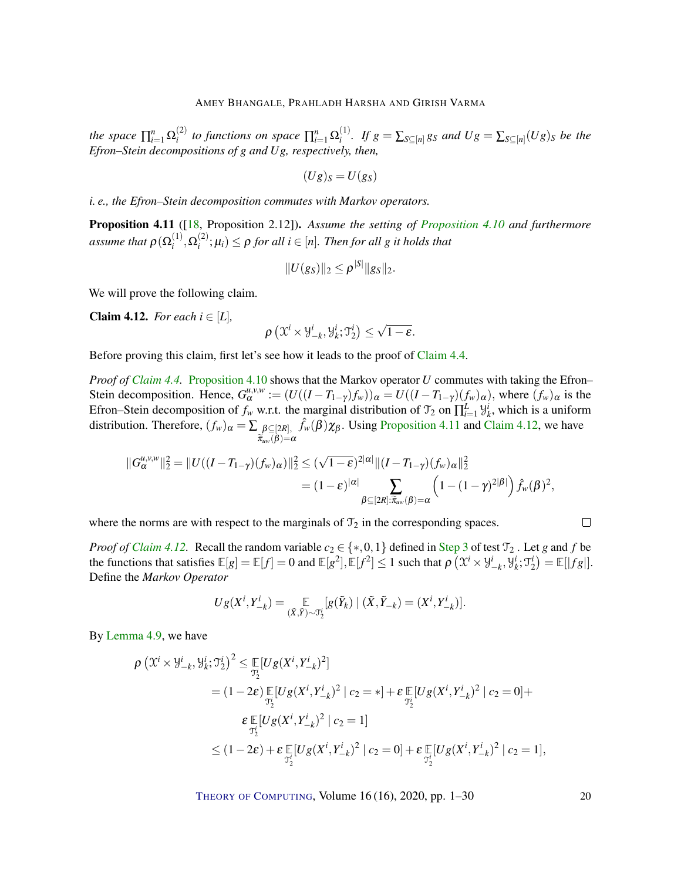*the space $\prod_{i=1}^n \Omega_i^{(2)}$ to functions on space $\prod_{i=1}^n \Omega_i^{(1)}$. If $g = \sum_{S\subseteq[n]} g_S$ and $Ug = \sum_{S\subseteq[n]}(Ug)_S$ be the Efron–Stein decompositions of $g$ and $Ug$, respectively, then,*

$$(Ug)_S = U(g_S)$$

*i. e., the Efron–Stein decomposition commutes with Markov operators.*

**Proposition 4.11** ([18, Proposition 2.12]). *Assume the setting of Proposition 4.10 and furthermore assume that $\rho(\Omega_i^{(1)}, \Omega_i^{(2)}; \mu_i) \le \rho$ for all $i \in [n]$. Then for all $g$ it holds that*

$$\|U(g_S)\|_2 \le \rho^{|S|}\|g_S\|_2.$$

We will prove the following claim.

**Claim 4.12.** *For each $i \in [L]$,*

$$\rho\left(\mathcal{X}^i \times \mathcal{Y}^i_{-k}, \mathcal{Y}^i_k; \mathcal{T}_2^i\right) \le \sqrt{1-\varepsilon}.$$

Before proving this claim, first let's see how it leads to the proof of Claim 4.4.

*Proof of Claim 4.4.* Proposition 4.10 shows that the Markov operator $U$ commutes with taking the Efron–Stein decomposition. Hence, $G_\alpha^{u,v,w} := (U((I-T_{1-\gamma})f_w))_\alpha = U((I-T_{1-\gamma})(f_w)_\alpha)$, where $(f_w)_\alpha$ is the Efron–Stein decomposition of $f_w$ w.r.t. the marginal distribution of $\mathcal{T}_2$ on $\prod_{i=1}^L \mathcal{Y}_k^i$, which is a uniform distribution. Therefore, $(f_w)_\alpha = \sum_{\substack{\beta\subseteq[2R],\\ \widetilde{\pi}_{uw}(\beta)=\alpha}} \hat{f}_w(\beta)\chi_\beta$. Using Proposition 4.11 and Claim 4.12, we have

$$\begin{aligned}\|G_\alpha^{u,v,w}\|_2^2 = \|U((I-T_{1-\gamma})(f_w)_\alpha)\|_2^2 &\le (\sqrt{1-\varepsilon})^{2|\alpha|}\|(I-T_{1-\gamma})(f_w)_\alpha\|_2^2 \\ &= (1-\varepsilon)^{|\alpha|}\sum_{\beta\subseteq[2R]:\widetilde{\pi}_{uw}(\beta)=\alpha}\left(1-(1-\gamma)^{2|\beta|}\right)\hat{f}_w(\beta)^2,\end{aligned}$$

where the norms are with respect to the marginals of $\mathcal{T}_2$ in the corresponding spaces. ☐

*Proof of Claim 4.12.* Recall the random variable $c_2 \in \{*,0,1\}$ defined in Step 3 of test $\mathcal{T}_2$ . Let $g$ and $f$ be the functions that satisfies $\mathbb{E}[g] = \mathbb{E}[f] = 0$ and $\mathbb{E}[g^2], \mathbb{E}[f^2] \le 1$ such that $\rho\left(\mathcal{X}^i \times \mathcal{Y}^i_{-k}, \mathcal{Y}^i_k; \mathcal{T}_2^i\right) = \mathbb{E}[|fg|]$. Define the *Markov Operator*

$$Ug(X^i, Y^i_{-k}) = \mathop{\mathbb{E}}_{(\tilde{X},\tilde{Y})\sim\mathcal{T}_2^i}[g(\tilde{Y}_k) \mid (\tilde{X}, \tilde{Y}_{-k}) = (X^i, Y^i_{-k})].$$

By Lemma 4.9, we have

$$\begin{aligned}\rho\left(\mathcal{X}^i \times \mathcal{Y}^i_{-k}, \mathcal{Y}^i_k; \mathcal{T}_2^i\right)^2 &\le \mathop{\mathbb{E}}_{\mathcal{T}_2^i}[Ug(X^i, Y^i_{-k})^2] \\ &= (1-2\varepsilon)\mathop{\mathbb{E}}_{\mathcal{T}_2^i}[Ug(X^i, Y^i_{-k})^2 \mid c_2 = *] + \varepsilon\mathop{\mathbb{E}}_{\mathcal{T}_2^i}[Ug(X^i, Y^i_{-k})^2 \mid c_2 = 0] + \\ &\qquad \varepsilon\mathop{\mathbb{E}}_{\mathcal{T}_2^i}[Ug(X^i, Y^i_{-k})^2 \mid c_2 = 1] \\ &\le (1-2\varepsilon) + \varepsilon\mathop{\mathbb{E}}_{\mathcal{T}_2^i}[Ug(X^i, Y^i_{-k})^2 \mid c_2 = 0] + \varepsilon\mathop{\mathbb{E}}_{\mathcal{T}_2^i}[Ug(X^i, Y^i_{-k})^2 \mid c_2 = 1],\end{aligned}$$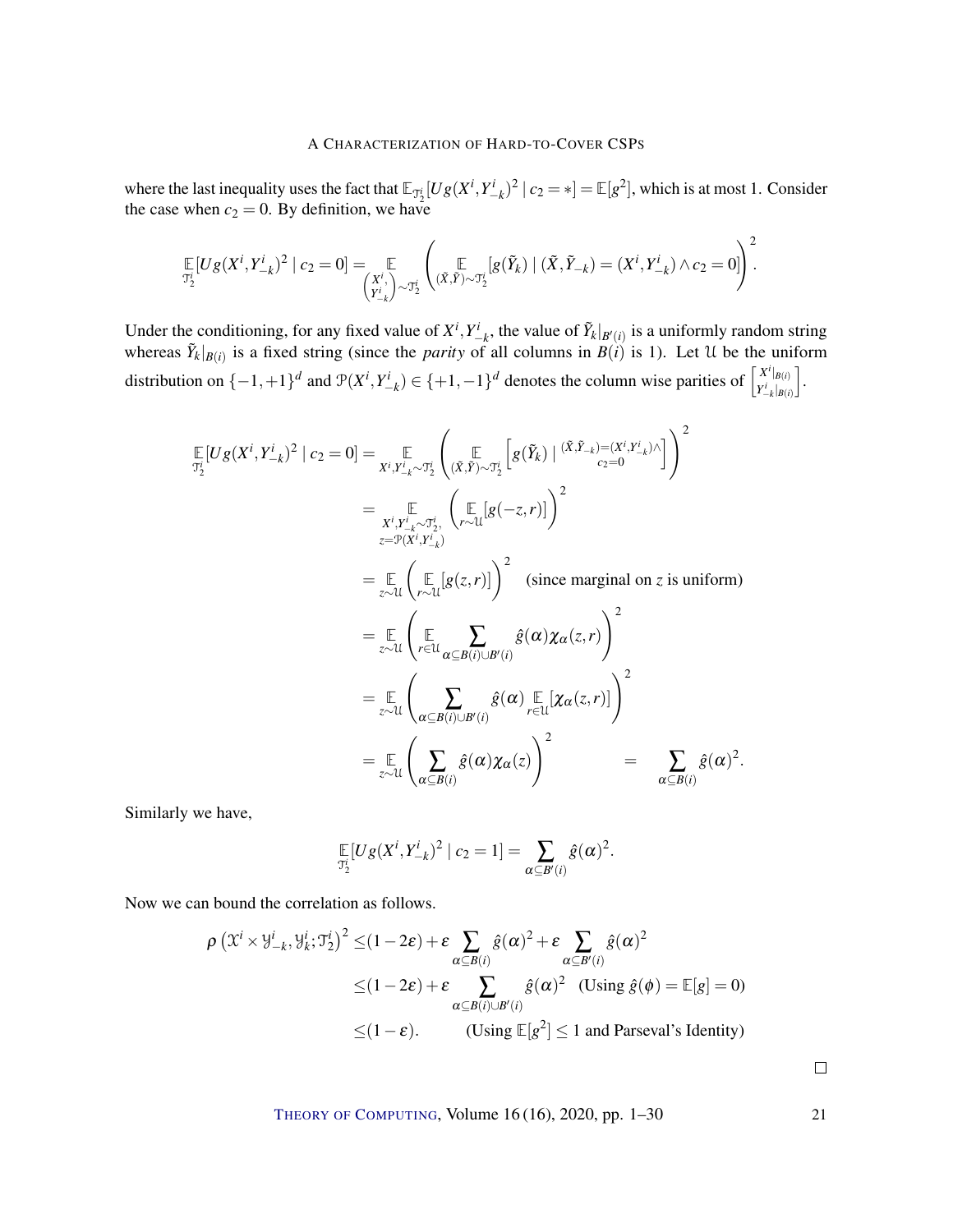where the last inequality uses the fact that $\mathbb{E}_{\mathcal{T}_2^i}[Ug(X^i, Y^i_{-k})^2 \mid c_2 = *] = \mathbb{E}[g^2]$, which is at most 1. Consider the case when $c_2 = 0$. By definition, we have

$$\mathop{\mathbb{E}}_{\mathcal{T}_2^i}[Ug(X^i, Y^i_{-k})^2 \mid c_2 = 0] = \mathop{\mathbb{E}}_{\binom{X^i,}{Y^i_{-k}} \sim \mathcal{T}_2^i} \left( \mathop{\mathbb{E}}_{(\tilde{X}, \tilde{Y}) \sim \mathcal{T}_2^i} [g(\tilde{Y}_k) \mid (\tilde{X}, \tilde{Y}_{-k}) = (X^i, Y^i_{-k}) \wedge c_2 = 0] \right)^2.$$

Under the conditioning, for any fixed value of $X^i, Y^i_{-k}$, the value of $\tilde{Y}_k|_{B'(i)}$ is a uniformly random string whereas $\tilde{Y}_k|_{B(i)}$ is a fixed string (since the *parity* of all columns in $B(i)$ is 1). Let $\mathcal{U}$ be the uniform distribution on $\{-1,+1\}^d$ and $\mathcal{P}(X^i, Y^i_{-k}) \in \{+1,-1\}^d$ denotes the column wise parities of $\begin{bmatrix} X^i|_{B(i)} \\ Y^i_{-k}|_{B(i)} \end{bmatrix}$.

$$\begin{aligned}
\mathop{\mathbb{E}}_{\mathcal{T}_2^i}[Ug(X^i, Y^i_{-k})^2 \mid c_2 = 0] &= \mathop{\mathbb{E}}_{X^i, Y^i_{-k} \sim \mathcal{T}_2^i} \left( \mathop{\mathbb{E}}_{(\tilde{X}, \tilde{Y}) \sim \mathcal{T}_2^i} \left[ g(\tilde{Y}_k) \mid {}^{(\tilde{X}, \tilde{Y}_{-k}) = (X^i, Y^i_{-k}) \wedge}_{c_2 = 0} \right] \right)^2 \\
&= \mathop{\mathbb{E}}_{\substack{X^i, Y^i_{-k} \sim \mathcal{T}_2^i, \\ z = \mathcal{P}(X^i, Y^i_{-k})}} \left( \mathop{\mathbb{E}}_{r \sim \mathcal{U}} [g(-z, r)] \right)^2 \\
&= \mathop{\mathbb{E}}_{z \sim \mathcal{U}} \left( \mathop{\mathbb{E}}_{r \sim \mathcal{U}} [g(z, r)] \right)^2 \quad \text{(since marginal on } z \text{ is uniform)} \\
&= \mathop{\mathbb{E}}_{z \sim \mathcal{U}} \left( \mathop{\mathbb{E}}_{r \in \mathcal{U}} \sum_{\alpha \subseteq B(i) \cup B'(i)} \hat{g}(\alpha) \chi_\alpha(z, r) \right)^2 \\
&= \mathop{\mathbb{E}}_{z \sim \mathcal{U}} \left( \sum_{\alpha \subseteq B(i) \cup B'(i)} \hat{g}(\alpha) \mathop{\mathbb{E}}_{r \in \mathcal{U}} [\chi_\alpha(z, r)] \right)^2 \\
&= \mathop{\mathbb{E}}_{z \sim \mathcal{U}} \left( \sum_{\alpha \subseteq B(i)} \hat{g}(\alpha) \chi_\alpha(z) \right)^2 \qquad = \quad \sum_{\alpha \subseteq B(i)} \hat{g}(\alpha)^2.
\end{aligned}$$

Similarly we have,

$$\mathop{\mathbb{E}}_{\mathcal{T}_2^i}[Ug(X^i, Y^i_{-k})^2 \mid c_2 = 1] = \sum_{\alpha \subseteq B'(i)} \hat{g}(\alpha)^2.$$

Now we can bound the correlation as follows.

$$\begin{aligned}
\rho\left(\mathcal{X}^i \times \mathcal{Y}^i_{-k}, \mathcal{Y}^i_k; \mathcal{T}_2^i\right)^2 &\leq (1 - 2\varepsilon) + \varepsilon \sum_{\alpha \subseteq B(i)} \hat{g}(\alpha)^2 + \varepsilon \sum_{\alpha \subseteq B'(i)} \hat{g}(\alpha)^2 \\
&\leq (1 - 2\varepsilon) + \varepsilon \sum_{\alpha \subseteq B(i) \cup B'(i)} \hat{g}(\alpha)^2 \quad \text{(Using } \hat{g}(\phi) = \mathbb{E}[g] = 0) \\
&\leq (1 - \varepsilon). \qquad \text{(Using } \mathbb{E}[g^2] \leq 1 \text{ and Parseval's Identity)}
\end{aligned}$$

□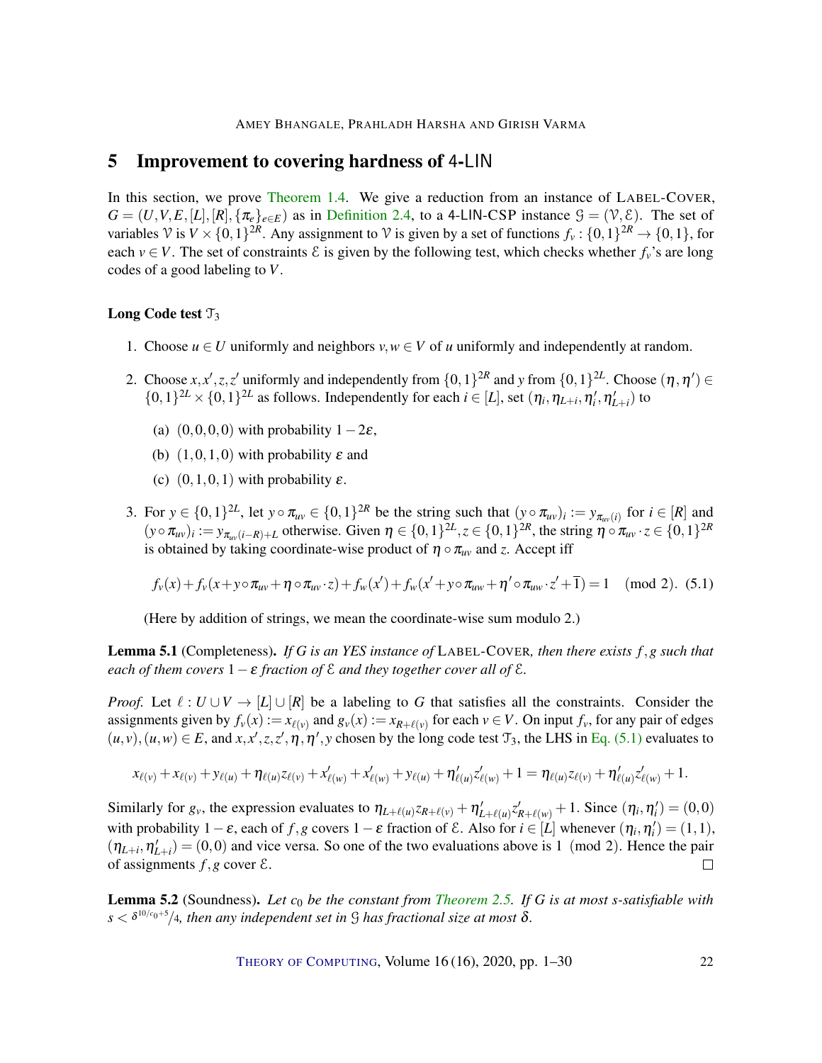## 5 Improvement to covering hardness of 4-LIN

In this section, we prove Theorem 1.4. We give a reduction from an instance of LABEL-COVER, $G = (U,V,E,[L],[R],\{\pi_e\}_{e\in E})$ as in Definition 2.4, to a 4-LIN-CSP instance $\mathcal{G} = (\mathcal{V},\mathcal{E})$. The set of variables $\mathcal{V}$ is $V \times \{0,1\}^{2R}$. Any assignment to $\mathcal{V}$ is given by a set of functions $f_v : \{0,1\}^{2R} \to \{0,1\}$, for each $v \in V$. The set of constraints $\mathcal{E}$ is given by the following test, which checks whether $f_v$'s are long codes of a good labeling to $V$.

**Long Code test $\mathcal{T}_3$**

1. Choose $u \in U$ uniformly and neighbors $v,w \in V$ of $u$ uniformly and independently at random.

2. Choose $x,x',z,z'$ uniformly and independently from $\{0,1\}^{2R}$ and $y$ from $\{0,1\}^{2L}$. Choose $(\eta,\eta') \in \{0,1\}^{2L} \times \{0,1\}^{2L}$ as follows. Independently for each $i \in [L]$, set $(\eta_i,\eta_{L+i},\eta'_i,\eta'_{L+i})$ to

   (a) $(0,0,0,0)$ with probability $1-2\varepsilon$,

   (b) $(1,0,1,0)$ with probability $\varepsilon$ and

   (c) $(0,1,0,1)$ with probability $\varepsilon$.

3. For $y \in \{0,1\}^{2L}$, let $y \circ \pi_{uv} \in \{0,1\}^{2R}$ be the string such that $(y\circ\pi_{uv})_i := y_{\pi_{uv}(i)}$ for $i \in [R]$ and $(y \circ \pi_{uv})_i := y_{\pi_{uv}(i-R)+L}$ otherwise. Given $\eta \in \{0,1\}^{2L}, z \in \{0,1\}^{2R}$, the string $\eta \circ \pi_{uv} \cdot z \in \{0,1\}^{2R}$ is obtained by taking coordinate-wise product of $\eta \circ \pi_{uv}$ and $z$. Accept iff

$$f_v(x) + f_v(x + y\circ\pi_{uv} + \eta\circ\pi_{uv}\cdot z) + f_w(x') + f_w(x' + y\circ\pi_{uw} + \eta'\circ\pi_{uw}\cdot z' + \overline{1}) = 1 \pmod 2. \quad (5.1)$$

(Here by addition of strings, we mean the coordinate-wise sum modulo 2.)

**Lemma 5.1** (Completeness). *If $G$ is an YES instance of* LABEL-COVER*, then there exists $f,g$ such that each of them covers $1-\varepsilon$ fraction of $\mathcal{E}$ and they together cover all of $\mathcal{E}$.*

*Proof.* Let $\ell : U \cup V \to [L] \cup [R]$ be a labeling to $G$ that satisfies all the constraints. Consider the assignments given by $f_v(x) := x_{\ell(v)}$ and $g_v(x) := x_{R+\ell(v)}$ for each $v \in V$. On input $f_v$, for any pair of edges $(u,v),(u,w) \in E$, and $x,x',z,z',\eta,\eta',y$ chosen by the long code test $\mathcal{T}_3$, the LHS in Eq. (5.1) evaluates to

$$x_{\ell(v)} + x_{\ell(v)} + y_{\ell(u)} + \eta_{\ell(u)}z_{\ell(v)} + x'_{\ell(w)} + x'_{\ell(w)} + y_{\ell(u)} + \eta'_{\ell(u)}z'_{\ell(w)} + 1 = \eta_{\ell(u)}z_{\ell(v)} + \eta'_{\ell(u)}z'_{\ell(w)} + 1.$$

Similarly for $g_v$, the expression evaluates to $\eta_{L+\ell(u)}z_{R+\ell(v)} + \eta'_{L+\ell(u)}z'_{R+\ell(w)} + 1$. Since $(\eta_i,\eta'_i) = (0,0)$ with probability $1-\varepsilon$, each of $f,g$ covers $1-\varepsilon$ fraction of $\mathcal{E}$. Also for $i \in [L]$ whenever $(\eta_i,\eta'_i) = (1,1)$, $(\eta_{L+i},\eta'_{L+i}) = (0,0)$ and vice versa. So one of the two evaluations above is $1 \pmod 2$. Hence the pair of assignments $f,g$ cover $\mathcal{E}$. ∎

**Lemma 5.2** (Soundness). *Let $c_0$ be the constant from Theorem 2.5. If $G$ is at most $s$-satisfiable with $s < \delta^{10/c_0+5}/4$, then any independent set in $\mathcal{G}$ has fractional size at most $\delta$.*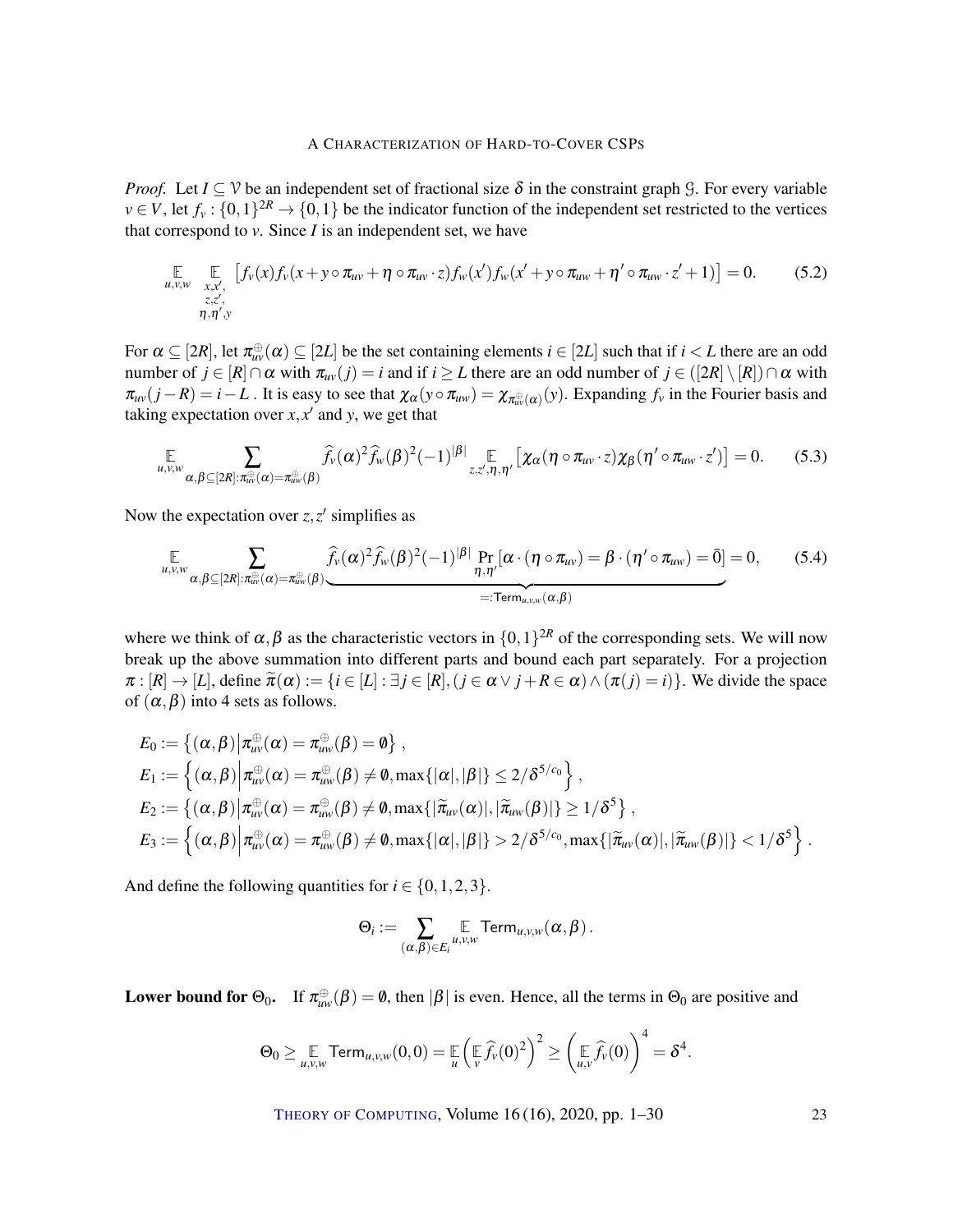*Proof.* Let $I \subseteq \mathcal{V}$ be an independent set of fractional size $\delta$ in the constraint graph $\mathcal{G}$. For every variable $v \in V$, let $f_v : \{0,1\}^{2R} \to \{0,1\}$ be the indicator function of the independent set restricted to the vertices that correspond to $v$. Since $I$ is an independent set, we have

$$\mathop{\mathbb{E}}_{u,v,w} \mathop{\mathbb{E}}_{\substack{x,x',\\ z,z',\\ \eta,\eta',y}} \left[ f_v(x) f_v(x + y \circ \pi_{uv} + \eta \circ \pi_{uv} \cdot z) f_w(x') f_w(x' + y \circ \pi_{uw} + \eta' \circ \pi_{uw} \cdot z' + 1) \right] = 0. \tag{5.2}$$

For $\alpha \subseteq [2R]$, let $\pi^{\oplus}_{uv}(\alpha) \subseteq [2L]$ be the set containing elements $i \in [2L]$ such that if $i < L$ there are an odd number of $j \in [R] \cap \alpha$ with $\pi_{uv}(j) = i$ and if $i \geq L$ there are an odd number of $j \in ([2R] \setminus [R]) \cap \alpha$ with $\pi_{uv}(j - R) = i - L$ . It is easy to see that $\chi_\alpha(y \circ \pi_{uw}) = \chi_{\pi^{\oplus}_{uv}(\alpha)}(y)$. Expanding $f_v$ in the Fourier basis and taking expectation over $x, x'$ and $y$, we get that

$$\mathop{\mathbb{E}}_{u,v,w} \sum_{\alpha,\beta \subseteq [2R] : \pi^{\oplus}_{uv}(\alpha) = \pi^{\oplus}_{uw}(\beta)} \widehat{f}_v(\alpha)^2 \widehat{f}_w(\beta)^2 (-1)^{|\beta|} \mathop{\mathbb{E}}_{z,z',\eta,\eta'} \left[ \chi_\alpha(\eta \circ \pi_{uv} \cdot z) \chi_\beta(\eta' \circ \pi_{uw} \cdot z') \right] = 0. \tag{5.3}$$

Now the expectation over $z, z'$ simplifies as

$$\mathop{\mathbb{E}}_{u,v,w} \sum_{\alpha,\beta \subseteq [2R] : \pi^{\oplus}_{uv}(\alpha) = \pi^{\oplus}_{uw}(\beta)} \underbrace{\widehat{f}_v(\alpha)^2 \widehat{f}_w(\beta)^2 (-1)^{|\beta|} \Pr_{\eta,\eta'} [\alpha \cdot (\eta \circ \pi_{uv}) = \beta \cdot (\eta' \circ \pi_{uw}) = \bar{0}]}_{=:\mathsf{Term}_{u,v,w}(\alpha,\beta)} = 0, \tag{5.4}$$

where we think of $\alpha, \beta$ as the characteristic vectors in $\{0,1\}^{2R}$ of the corresponding sets. We will now break up the above summation into different parts and bound each part separately. For a projection $\pi : [R] \to [L]$, define $\widetilde{\pi}(\alpha) := \{i \in [L] : \exists j \in [R], (j \in \alpha \vee j + R \in \alpha) \wedge (\pi(j) = i)\}$. We divide the space of $(\alpha, \beta)$ into 4 sets as follows.

$$\begin{aligned}
E_0 &:= \left\{ (\alpha,\beta) \middle| \pi^{\oplus}_{uv}(\alpha) = \pi^{\oplus}_{uw}(\beta) = \emptyset \right\}, \\
E_1 &:= \left\{ (\alpha,\beta) \middle| \pi^{\oplus}_{uv}(\alpha) = \pi^{\oplus}_{uw}(\beta) \neq \emptyset, \max\{|\alpha|, |\beta|\} \leq 2/\delta^{5/c_0} \right\}, \\
E_2 &:= \left\{ (\alpha,\beta) \middle| \pi^{\oplus}_{uv}(\alpha) = \pi^{\oplus}_{uw}(\beta) \neq \emptyset, \max\{|\widetilde{\pi}_{uv}(\alpha)|, |\widetilde{\pi}_{uw}(\beta)|\} \geq 1/\delta^5 \right\}, \\
E_3 &:= \left\{ (\alpha,\beta) \middle| \pi^{\oplus}_{uv}(\alpha) = \pi^{\oplus}_{uw}(\beta) \neq \emptyset, \max\{|\alpha|, |\beta|\} > 2/\delta^{5/c_0}, \max\{|\widetilde{\pi}_{uv}(\alpha)|, |\widetilde{\pi}_{uw}(\beta)|\} < 1/\delta^5 \right\}.
\end{aligned}$$

And define the following quantities for $i \in \{0,1,2,3\}$.

$$\Theta_i := \sum_{(\alpha,\beta) \in E_i} \mathop{\mathbb{E}}_{u,v,w} \mathsf{Term}_{u,v,w}(\alpha,\beta).$$

**Lower bound for $\Theta_0$.** If $\pi^{\oplus}_{uw}(\beta) = \emptyset$, then $|\beta|$ is even. Hence, all the terms in $\Theta_0$ are positive and

$$\Theta_0 \geq \mathop{\mathbb{E}}_{u,v,w} \mathsf{Term}_{u,v,w}(0,0) = \mathop{\mathbb{E}}_{u} \left( \mathop{\mathbb{E}}_{v} \widehat{f}_v(0)^2 \right)^2 \geq \left( \mathop{\mathbb{E}}_{u,v} \widehat{f}_v(0) \right)^4 = \delta^4.$$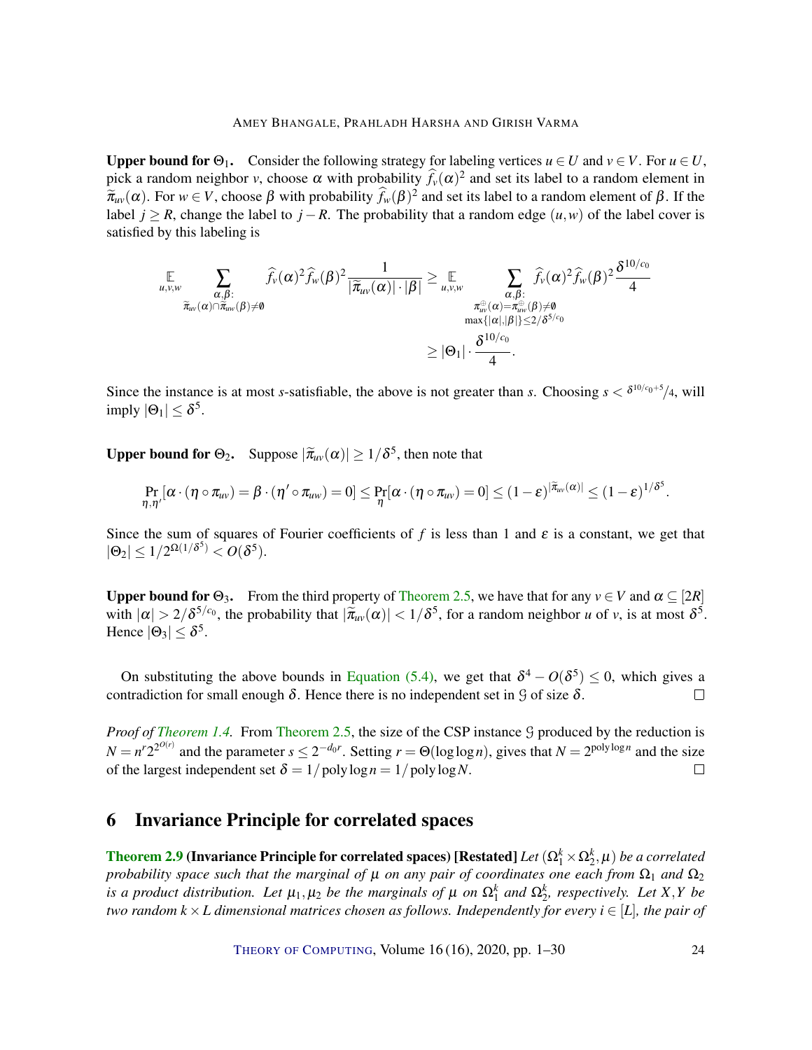**Upper bound for $\Theta_1$.** Consider the following strategy for labeling vertices $u \in U$ and $v \in V$. For $u \in U$, pick a random neighbor $v$, choose $\alpha$ with probability $\widehat{f}_v(\alpha)^2$ and set its label to a random element in $\widetilde{\pi}_{uv}(\alpha)$. For $w \in V$, choose $\beta$ with probability $\widehat{f}_w(\beta)^2$ and set its label to a random element of $\beta$. If the label $j \geq R$, change the label to $j - R$. The probability that a random edge $(u,w)$ of the label cover is satisfied by this labeling is

$$
\mathop{\mathbb{E}}_{u,v,w} \sum_{\substack{\alpha,\beta:\\ \widetilde{\pi}_{uv}(\alpha)\cap\widetilde{\pi}_{uw}(\beta)\neq\emptyset}} \widehat{f}_v(\alpha)^2 \widehat{f}_w(\beta)^2 \frac{1}{|\widetilde{\pi}_{uv}(\alpha)|\cdot|\beta|} \geq \mathop{\mathbb{E}}_{u,v,w} \sum_{\substack{\alpha,\beta:\\ \pi^{\oplus}_{uv}(\alpha)=\pi^{\oplus}_{uw}(\beta)\neq\emptyset\\ \max\{|\alpha|,|\beta|\}\leq 2/\delta^{5/c_0}}} \widehat{f}_v(\alpha)^2 \widehat{f}_w(\beta)^2 \frac{\delta^{10/c_0}}{4}
$$

$$
\geq |\Theta_1| \cdot \frac{\delta^{10/c_0}}{4}.
$$

Since the instance is at most $s$-satisfiable, the above is not greater than $s$. Choosing $s < \delta^{10/c_0+5}/4$, will imply $|\Theta_1| \leq \delta^5$.

**Upper bound for $\Theta_2$.** Suppose $|\widetilde{\pi}_{uv}(\alpha)| \geq 1/\delta^5$, then note that

$$
\Pr_{\eta,\eta'}[\alpha\cdot(\eta\circ\pi_{uv}) = \beta\cdot(\eta'\circ\pi_{uw}) = 0] \leq \Pr_{\eta}[\alpha\cdot(\eta\circ\pi_{uv}) = 0] \leq (1-\varepsilon)^{|\widetilde{\pi}_{uv}(\alpha)|} \leq (1-\varepsilon)^{1/\delta^5}.
$$

Since the sum of squares of Fourier coefficients of $f$ is less than 1 and $\varepsilon$ is a constant, we get that $|\Theta_2| \leq 1/2^{\Omega(1/\delta^5)} < O(\delta^5)$.

**Upper bound for $\Theta_3$.** From the third property of Theorem 2.5, we have that for any $v \in V$ and $\alpha \subseteq [2R]$ with $|\alpha| > 2/\delta^{5/c_0}$, the probability that $|\widetilde{\pi}_{uv}(\alpha)| < 1/\delta^5$, for a random neighbor $u$ of $v$, is at most $\delta^5$. Hence $|\Theta_3| \leq \delta^5$.

On substituting the above bounds in Equation (5.4), we get that $\delta^4 - O(\delta^5) \leq 0$, which gives a contradiction for small enough $\delta$. Hence there is no independent set in $\mathcal{G}$ of size $\delta$. □

*Proof of Theorem 1.4.* From Theorem 2.5, the size of the CSP instance $\mathcal{G}$ produced by the reduction is $N = n^r 2^{2^{O(r)}}$ and the parameter $s \leq 2^{-d_0 r}$. Setting $r = \Theta(\log\log n)$, gives that $N = 2^{\operatorname{poly}\log n}$ and the size of the largest independent set $\delta = 1/\operatorname{poly}\log n = 1/\operatorname{poly}\log N$. □

## 6 Invariance Principle for correlated spaces

**Theorem 2.9 (Invariance Principle for correlated spaces) [Restated]** *Let $(\Omega_1^k \times \Omega_2^k, \mu)$ be a correlated probability space such that the marginal of $\mu$ on any pair of coordinates one each from $\Omega_1$ and $\Omega_2$ is a product distribution. Let $\mu_1, \mu_2$ be the marginals of $\mu$ on $\Omega_1^k$ and $\Omega_2^k$, respectively. Let $X, Y$ be two random $k \times L$ dimensional matrices chosen as follows. Independently for every $i \in [L]$, the pair of*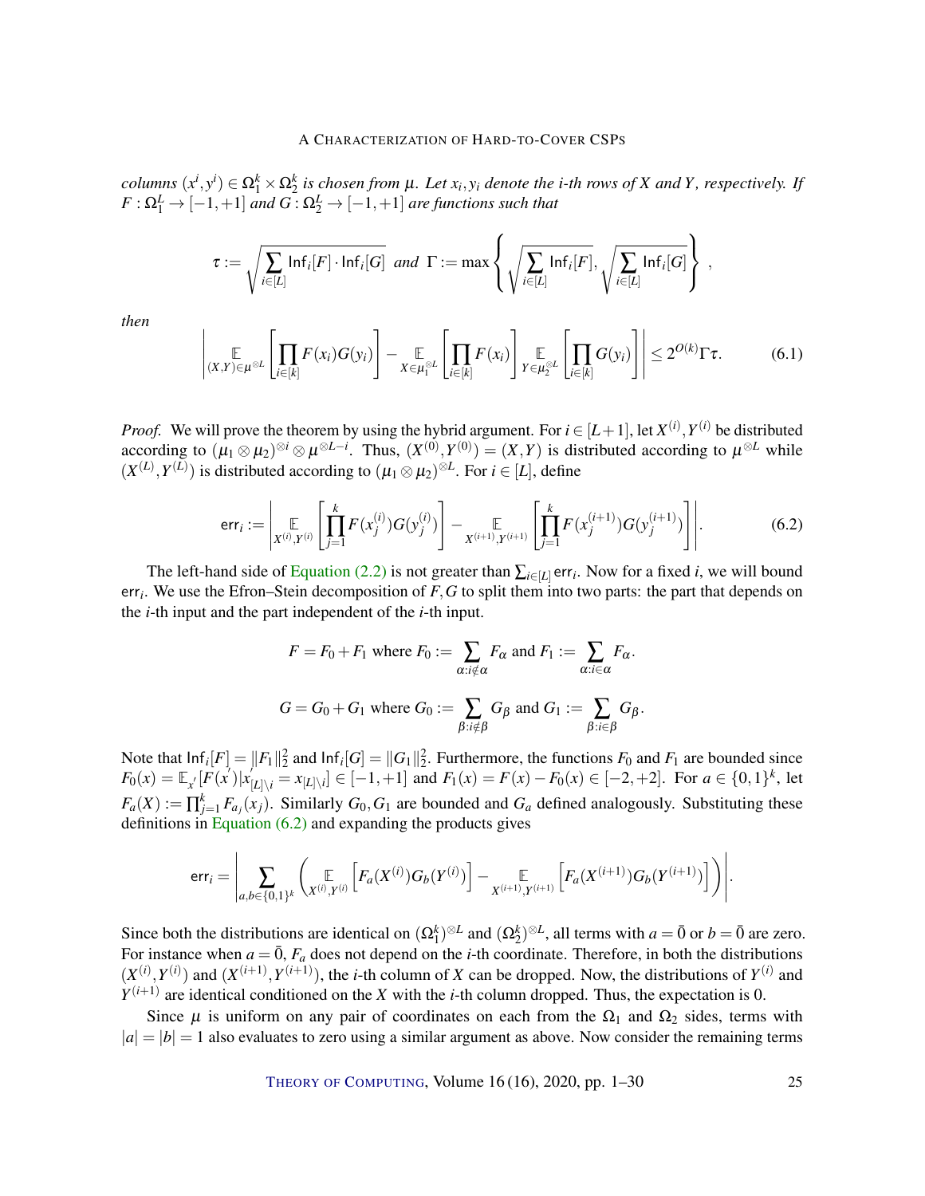*columns $(x^i, y^i) \in \Omega_1^k \times \Omega_2^k$ is chosen from $\mu$. Let $x_i, y_i$ denote the $i$-th rows of $X$ and $Y$, respectively. If $F : \Omega_1^L \to [-1,+1]$ and $G : \Omega_2^L \to [-1,+1]$ are functions such that*

$$\tau := \sqrt{\sum_{i\in[L]} \mathsf{Inf}_i[F]\cdot \mathsf{Inf}_i[G]} \;\; \textit{and} \;\; \Gamma := \max\left\{ \sqrt{\sum_{i\in[L]} \mathsf{Inf}_i[F]}, \sqrt{\sum_{i\in[L]} \mathsf{Inf}_i[G]} \right\},$$

*then*

$$\left| \mathop{\mathbb{E}}_{(X,Y)\in\mu^{\otimes L}}\left[\prod_{i\in[k]} F(x_i)G(y_i)\right] - \mathop{\mathbb{E}}_{X\in\mu_1^{\otimes L}}\left[\prod_{i\in[k]} F(x_i)\right]\mathop{\mathbb{E}}_{Y\in\mu_2^{\otimes L}}\left[\prod_{i\in[k]} G(y_i)\right]\right| \le 2^{O(k)}\Gamma\tau. \tag{6.1}$$

*Proof.* We will prove the theorem by using the hybrid argument. For $i\in[L+1]$, let $X^{(i)}, Y^{(i)}$ be distributed according to $(\mu_1\otimes\mu_2)^{\otimes i}\otimes\mu^{\otimes L-i}$. Thus, $(X^{(0)},Y^{(0)}) = (X,Y)$ is distributed according to $\mu^{\otimes L}$ while $(X^{(L)},Y^{(L)})$ is distributed according to $(\mu_1\otimes\mu_2)^{\otimes L}$. For $i\in[L]$, define

$$\mathsf{err}_i := \left| \mathop{\mathbb{E}}_{X^{(i)},Y^{(i)}}\left[\prod_{j=1}^k F(x_j^{(i)})G(y_j^{(i)})\right] - \mathop{\mathbb{E}}_{X^{(i+1)},Y^{(i+1)}}\left[\prod_{j=1}^k F(x_j^{(i+1)})G(y_j^{(i+1)})\right]\right|. \tag{6.2}$$

The left-hand side of Equation (2.2) is not greater than $\sum_{i\in[L]} \mathsf{err}_i$. Now for a fixed $i$, we will bound $\mathsf{err}_i$. We use the Efron–Stein decomposition of $F,G$ to split them into two parts: the part that depends on the $i$-th input and the part independent of the $i$-th input.

$$F = F_0 + F_1 \text{ where } F_0 := \sum_{\alpha: i\notin\alpha} F_\alpha \text{ and } F_1 := \sum_{\alpha: i\in\alpha} F_\alpha.$$

$$G = G_0 + G_1 \text{ where } G_0 := \sum_{\beta: i\notin\beta} G_\beta \text{ and } G_1 := \sum_{\beta: i\in\beta} G_\beta.$$

Note that $\mathsf{Inf}_i[F] = \|F_1\|_2^2$ and $\mathsf{Inf}_i[G] = \|G_1\|_2^2$. Furthermore, the functions $F_0$ and $F_1$ are bounded since $F_0(x) = \mathbb{E}_{x'}[F(x')|x'_{[L]\setminus i} = x_{[L]\setminus i}] \in [-1,+1]$ and $F_1(x) = F(x) - F_0(x) \in [-2,+2]$. For $a\in\{0,1\}^k$, let $F_a(X) := \prod_{j=1}^k F_{a_j}(x_j)$. Similarly $G_0, G_1$ are bounded and $G_a$ defined analogously. Substituting these definitions in Equation (6.2) and expanding the products gives

$$\mathsf{err}_i = \left| \sum_{a,b\in\{0,1\}^k} \left( \mathop{\mathbb{E}}_{X^{(i)},Y^{(i)}}\left[F_a(X^{(i)})G_b(Y^{(i)})\right] - \mathop{\mathbb{E}}_{X^{(i+1)},Y^{(i+1)}}\left[F_a(X^{(i+1)})G_b(Y^{(i+1)})\right]\right)\right|.$$

Since both the distributions are identical on $(\Omega_1^k)^{\otimes L}$ and $(\Omega_2^k)^{\otimes L}$, all terms with $a = \bar{0}$ or $b = \bar{0}$ are zero. For instance when $a = \bar{0}$, $F_a$ does not depend on the $i$-th coordinate. Therefore, in both the distributions $(X^{(i)},Y^{(i)})$ and $(X^{(i+1)},Y^{(i+1)})$, the $i$-th column of $X$ can be dropped. Now, the distributions of $Y^{(i)}$ and $Y^{(i+1)}$ are identical conditioned on the $X$ with the $i$-th column dropped. Thus, the expectation is 0.

Since $\mu$ is uniform on any pair of coordinates on each from the $\Omega_1$ and $\Omega_2$ sides, terms with $|a| = |b| = 1$ also evaluates to zero using a similar argument as above. Now consider the remaining terms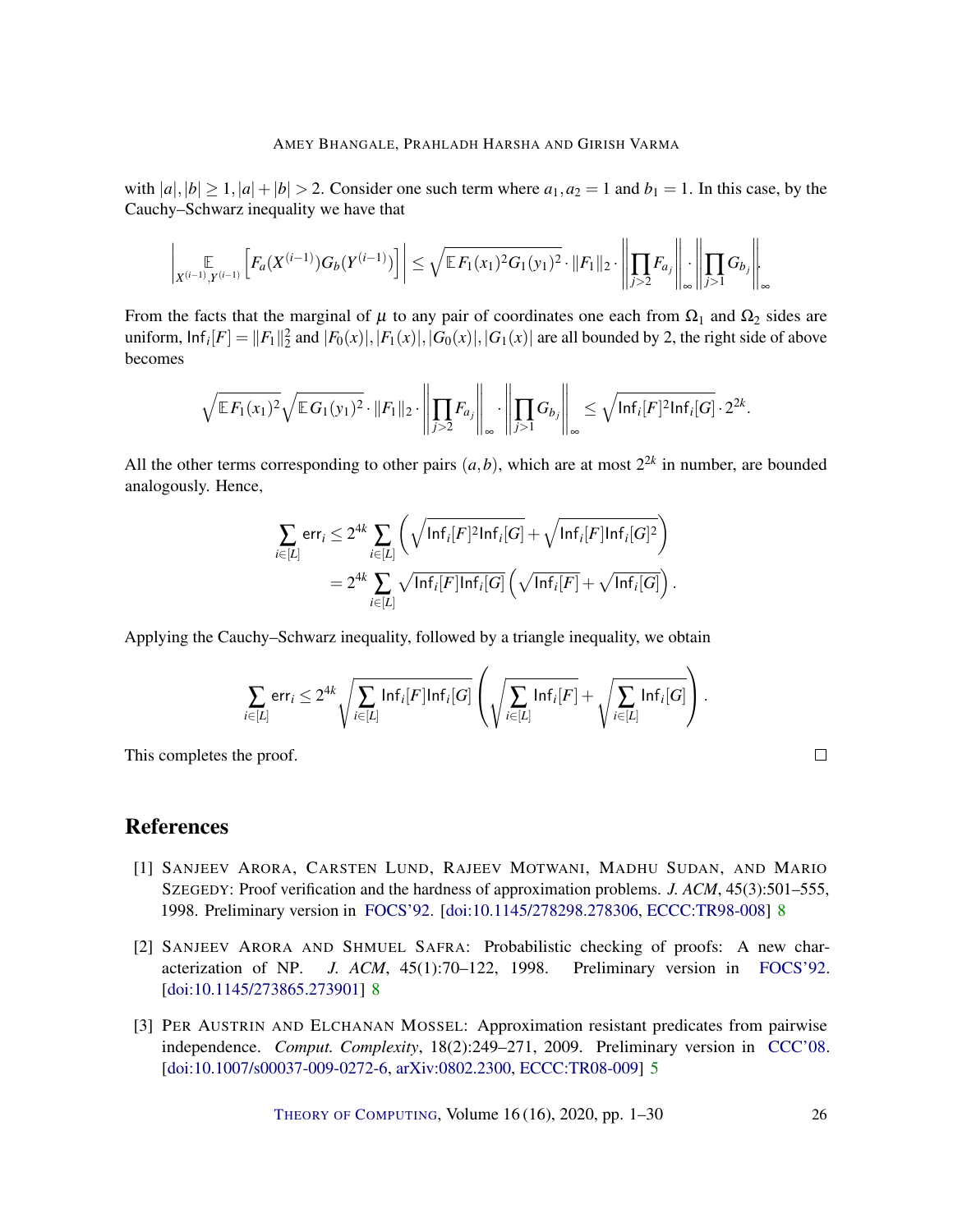with $|a|, |b| \geq 1, |a|+|b| > 2$. Consider one such term where $a_1, a_2 = 1$ and $b_1 = 1$. In this case, by the Cauchy–Schwarz inequality we have that

$$\left| \mathop{\mathbb{E}}_{X^{(i-1)}, Y^{(i-1)}} \left[ F_a(X^{(i-1)}) G_b(Y^{(i-1)}) \right] \right| \leq \sqrt{\mathbb{E} F_1(x_1)^2 G_1(y_1)^2} \cdot \|F_1\|_2 \cdot \left\| \prod_{j>2} F_{a_j} \right\|_\infty \cdot \left\| \prod_{j>1} G_{b_j} \right\|_\infty.$$

From the facts that the marginal of $\mu$ to any pair of coordinates one each from $\Omega_1$ and $\Omega_2$ sides are uniform, $\mathsf{Inf}_i[F] = \|F_1\|_2^2$ and $|F_0(x)|, |F_1(x)|, |G_0(x)|, |G_1(x)|$ are all bounded by 2, the right side of above becomes

$$\sqrt{\mathbb{E} F_1(x_1)^2} \sqrt{\mathbb{E} G_1(y_1)^2} \cdot \|F_1\|_2 \cdot \left\| \prod_{j>2} F_{a_j} \right\|_\infty \cdot \left\| \prod_{j>1} G_{b_j} \right\|_\infty \leq \sqrt{\mathsf{Inf}_i[F]^2 \mathsf{Inf}_i[G]} \cdot 2^{2k}.$$

All the other terms corresponding to other pairs $(a, b)$, which are at most $2^{2k}$ in number, are bounded analogously. Hence,

$$\begin{aligned} \sum_{i \in [L]} \mathsf{err}_i &\leq 2^{4k} \sum_{i \in [L]} \left( \sqrt{\mathsf{Inf}_i[F]^2 \mathsf{Inf}_i[G]} + \sqrt{\mathsf{Inf}_i[F] \mathsf{Inf}_i[G]^2} \right) \\ &= 2^{4k} \sum_{i \in [L]} \sqrt{\mathsf{Inf}_i[F] \mathsf{Inf}_i[G]} \left( \sqrt{\mathsf{Inf}_i[F]} + \sqrt{\mathsf{Inf}_i[G]} \right). \end{aligned}$$

Applying the Cauchy–Schwarz inequality, followed by a triangle inequality, we obtain

$$\sum_{i \in [L]} \mathsf{err}_i \leq 2^{4k} \sqrt{\sum_{i \in [L]} \mathsf{Inf}_i[F] \mathsf{Inf}_i[G]} \left( \sqrt{\sum_{i \in [L]} \mathsf{Inf}_i[F]} + \sqrt{\sum_{i \in [L]} \mathsf{Inf}_i[G]} \right).$$

This completes the proof. □

## References

[1] Sanjeev Arora, Carsten Lund, Rajeev Motwani, Madhu Sudan, and Mario Szegedy: Proof verification and the hardness of approximation problems. *J. ACM*, 45(3):501–555, 1998. Preliminary version in FOCS'92. [doi:10.1145/278298.278306, ECCC:TR98-008] 8

[2] Sanjeev Arora and Shmuel Safra: Probabilistic checking of proofs: A new characterization of NP. *J. ACM*, 45(1):70–122, 1998. Preliminary version in FOCS'92. [doi:10.1145/273865.273901] 8

[3] Per Austrin and Elchanan Mossel: Approximation resistant predicates from pairwise independence. *Comput. Complexity*, 18(2):249–271, 2009. Preliminary version in CCC'08. [doi:10.1007/s00037-009-0272-6, arXiv:0802.2300, ECCC:TR08-009] 5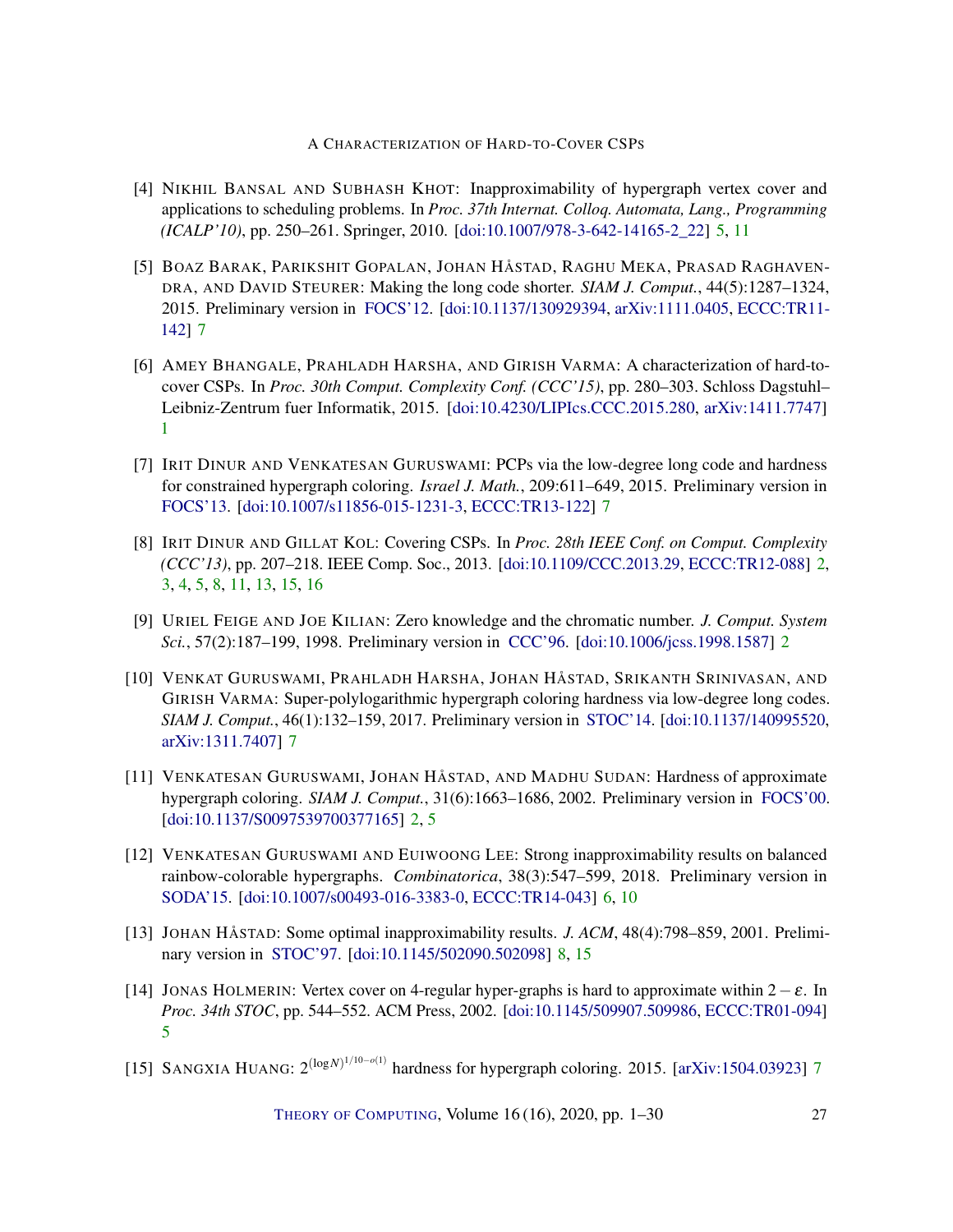[4] Nikhil Bansal and Subhash Khot: Inapproximability of hypergraph vertex cover and applications to scheduling problems. In *Proc. 37th Internat. Colloq. Automata, Lang., Programming (ICALP'10)*, pp. 250–261. Springer, 2010. [doi:10.1007/978-3-642-14165-2_22] 5, 11

[5] Boaz Barak, Parikshit Gopalan, Johan Håstad, Raghu Meka, Prasad Raghavendra, and David Steurer: Making the long code shorter. *SIAM J. Comput.*, 44(5):1287–1324, 2015. Preliminary version in FOCS'12. [doi:10.1137/130929394, arXiv:1111.0405, ECCC:TR11-142] 7

[6] Amey Bhangale, Prahladh Harsha, and Girish Varma: A characterization of hard-to-cover CSPs. In *Proc. 30th Comput. Complexity Conf. (CCC'15)*, pp. 280–303. Schloss Dagstuhl–Leibniz-Zentrum fuer Informatik, 2015. [doi:10.4230/LIPIcs.CCC.2015.280, arXiv:1411.7747] 1

[7] Irit Dinur and Venkatesan Guruswami: PCPs via the low-degree long code and hardness for constrained hypergraph coloring. *Israel J. Math.*, 209:611–649, 2015. Preliminary version in FOCS'13. [doi:10.1007/s11856-015-1231-3, ECCC:TR13-122] 7

[8] Irit Dinur and Gillat Kol: Covering CSPs. In *Proc. 28th IEEE Conf. on Comput. Complexity (CCC'13)*, pp. 207–218. IEEE Comp. Soc., 2013. [doi:10.1109/CCC.2013.29, ECCC:TR12-088] 2, 3, 4, 5, 8, 11, 13, 15, 16

[9] Uriel Feige and Joe Kilian: Zero knowledge and the chromatic number. *J. Comput. System Sci.*, 57(2):187–199, 1998. Preliminary version in CCC'96. [doi:10.1006/jcss.1998.1587] 2

[10] Venkat Guruswami, Prahladh Harsha, Johan Håstad, Srikanth Srinivasan, and Girish Varma: Super-polylogarithmic hypergraph coloring hardness via low-degree long codes. *SIAM J. Comput.*, 46(1):132–159, 2017. Preliminary version in STOC'14. [doi:10.1137/140995520, arXiv:1311.7407] 7

[11] Venkatesan Guruswami, Johan Håstad, and Madhu Sudan: Hardness of approximate hypergraph coloring. *SIAM J. Comput.*, 31(6):1663–1686, 2002. Preliminary version in FOCS'00. [doi:10.1137/S0097539700377165] 2, 5

[12] Venkatesan Guruswami and Euiwoong Lee: Strong inapproximability results on balanced rainbow-colorable hypergraphs. *Combinatorica*, 38(3):547–599, 2018. Preliminary version in SODA'15. [doi:10.1007/s00493-016-3383-0, ECCC:TR14-043] 6, 10

[13] Johan Håstad: Some optimal inapproximability results. *J. ACM*, 48(4):798–859, 2001. Preliminary version in STOC'97. [doi:10.1145/502090.502098] 8, 15

[14] Jonas Holmerin: Vertex cover on 4-regular hyper-graphs is hard to approximate within $2-\varepsilon$. In *Proc. 34th STOC*, pp. 544–552. ACM Press, 2002. [doi:10.1145/509907.509986, ECCC:TR01-094] 5

[15] Sangxia Huang: $2^{(\log N)^{1/10-o(1)}}$ hardness for hypergraph coloring. 2015. [arXiv:1504.03923] 7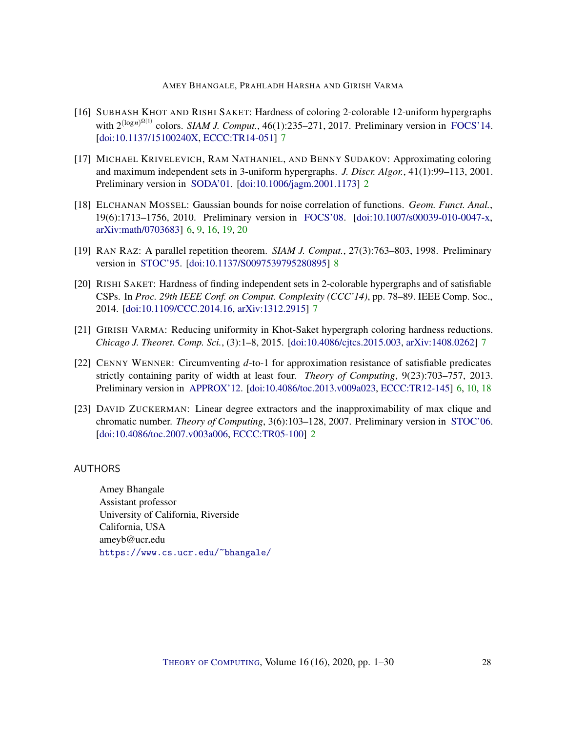[16] SUBHASH KHOT AND RISHI SAKET: Hardness of coloring 2-colorable 12-uniform hypergraphs with $2^{(\log n)^{\Omega(1)}}$ colors. *SIAM J. Comput.*, 46(1):235–271, 2017. Preliminary version in FOCS'14. [doi:10.1137/15100240X, ECCC:TR14-051] 7

[17] MICHAEL KRIVELEVICH, RAM NATHANIEL, AND BENNY SUDAKOV: Approximating coloring and maximum independent sets in 3-uniform hypergraphs. *J. Discr. Algor.*, 41(1):99–113, 2001. Preliminary version in SODA'01. [doi:10.1006/jagm.2001.1173] 2

[18] ELCHANAN MOSSEL: Gaussian bounds for noise correlation of functions. *Geom. Funct. Anal.*, 19(6):1713–1756, 2010. Preliminary version in FOCS'08. [doi:10.1007/s00039-010-0047-x, arXiv:math/0703683] 6, 9, 16, 19, 20

[19] RAN RAZ: A parallel repetition theorem. *SIAM J. Comput.*, 27(3):763–803, 1998. Preliminary version in STOC'95. [doi:10.1137/S0097539795280895] 8

[20] RISHI SAKET: Hardness of finding independent sets in 2-colorable hypergraphs and of satisfiable CSPs. In *Proc. 29th IEEE Conf. on Comput. Complexity (CCC'14)*, pp. 78–89. IEEE Comp. Soc., 2014. [doi:10.1109/CCC.2014.16, arXiv:1312.2915] 7

[21] GIRISH VARMA: Reducing uniformity in Khot-Saket hypergraph coloring hardness reductions. *Chicago J. Theoret. Comp. Sci.*, (3):1–8, 2015. [doi:10.4086/cjtcs.2015.003, arXiv:1408.0262] 7

[22] CENNY WENNER: Circumventing $d$-to-1 for approximation resistance of satisfiable predicates strictly containing parity of width at least four. *Theory of Computing*, 9(23):703–757, 2013. Preliminary version in APPROX'12. [doi:10.4086/toc.2013.v009a023, ECCC:TR12-145] 6, 10, 18

[23] DAVID ZUCKERMAN: Linear degree extractors and the inapproximability of max clique and chromatic number. *Theory of Computing*, 3(6):103–128, 2007. Preliminary version in STOC'06. [doi:10.4086/toc.2007.v003a006, ECCC:TR05-100] 2

## AUTHORS

Amey Bhangale
Assistant professor
University of California, Riverside
California, USA
ameyb@ucr.edu
https://www.cs.ucr.edu/~bhangale/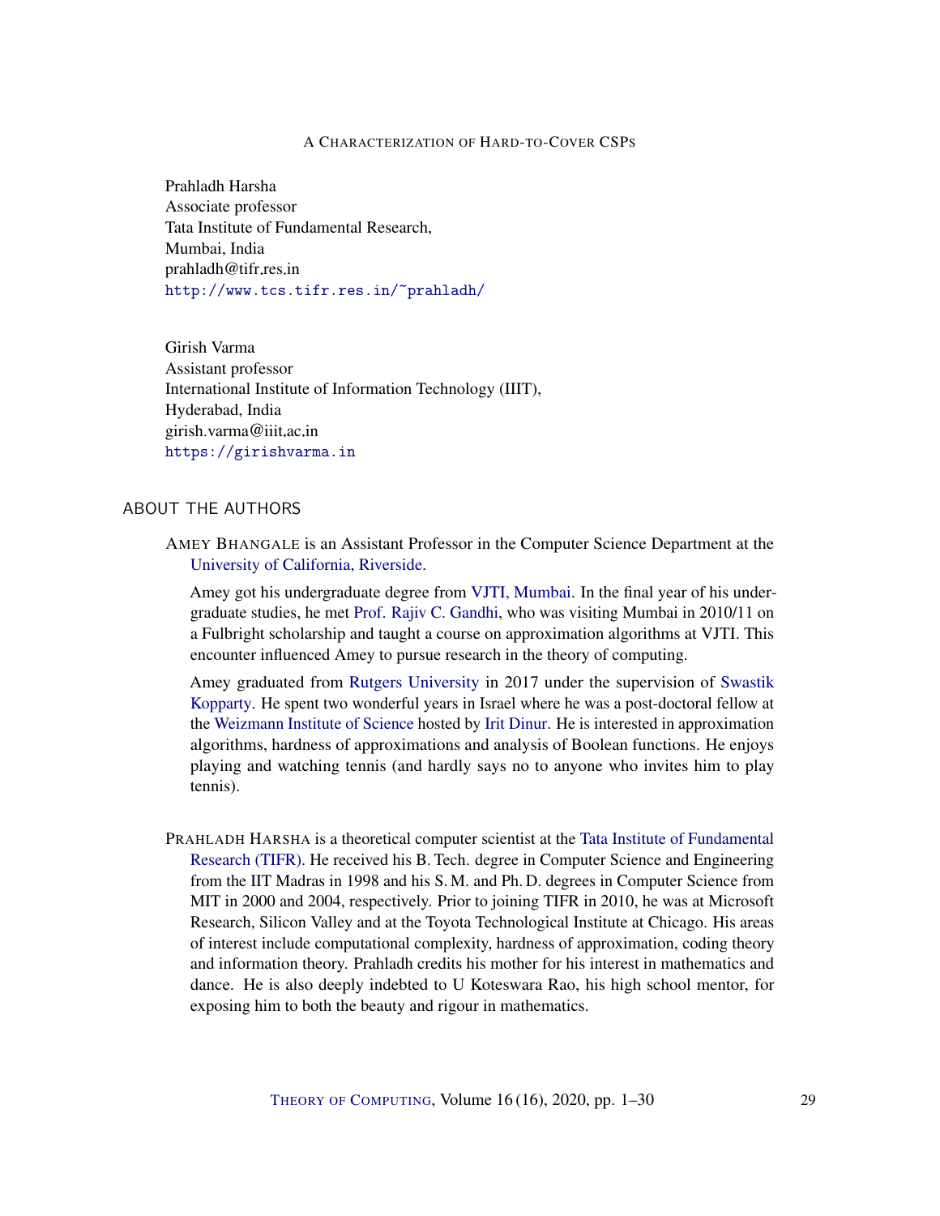Prahladh Harsha
Associate professor
Tata Institute of Fundamental Research,
Mumbai, India
prahladh@tifr.res.in
http://www.tcs.tifr.res.in/~prahladh/

Girish Varma
Assistant professor
International Institute of Information Technology (IIIT),
Hyderabad, India
girish.varma@iiit.ac.in
https://girishvarma.in

## ABOUT THE AUTHORS

AMEY BHANGALE is an Assistant Professor in the Computer Science Department at the University of California, Riverside.

Amey got his undergraduate degree from VJTI, Mumbai. In the final year of his undergraduate studies, he met Prof. Rajiv C. Gandhi, who was visiting Mumbai in 2010/11 on a Fulbright scholarship and taught a course on approximation algorithms at VJTI. This encounter influenced Amey to pursue research in the theory of computing.

Amey graduated from Rutgers University in 2017 under the supervision of Swastik Kopparty. He spent two wonderful years in Israel where he was a post-doctoral fellow at the Weizmann Institute of Science hosted by Irit Dinur. He is interested in approximation algorithms, hardness of approximations and analysis of Boolean functions. He enjoys playing and watching tennis (and hardly says no to anyone who invites him to play tennis).

PRAHLADH HARSHA is a theoretical computer scientist at the Tata Institute of Fundamental Research (TIFR). He received his B. Tech. degree in Computer Science and Engineering from the IIT Madras in 1998 and his S. M. and Ph. D. degrees in Computer Science from MIT in 2000 and 2004, respectively. Prior to joining TIFR in 2010, he was at Microsoft Research, Silicon Valley and at the Toyota Technological Institute at Chicago. His areas of interest include computational complexity, hardness of approximation, coding theory and information theory. Prahladh credits his mother for his interest in mathematics and dance. He is also deeply indebted to U Koteswara Rao, his high school mentor, for exposing him to both the beauty and rigour in mathematics.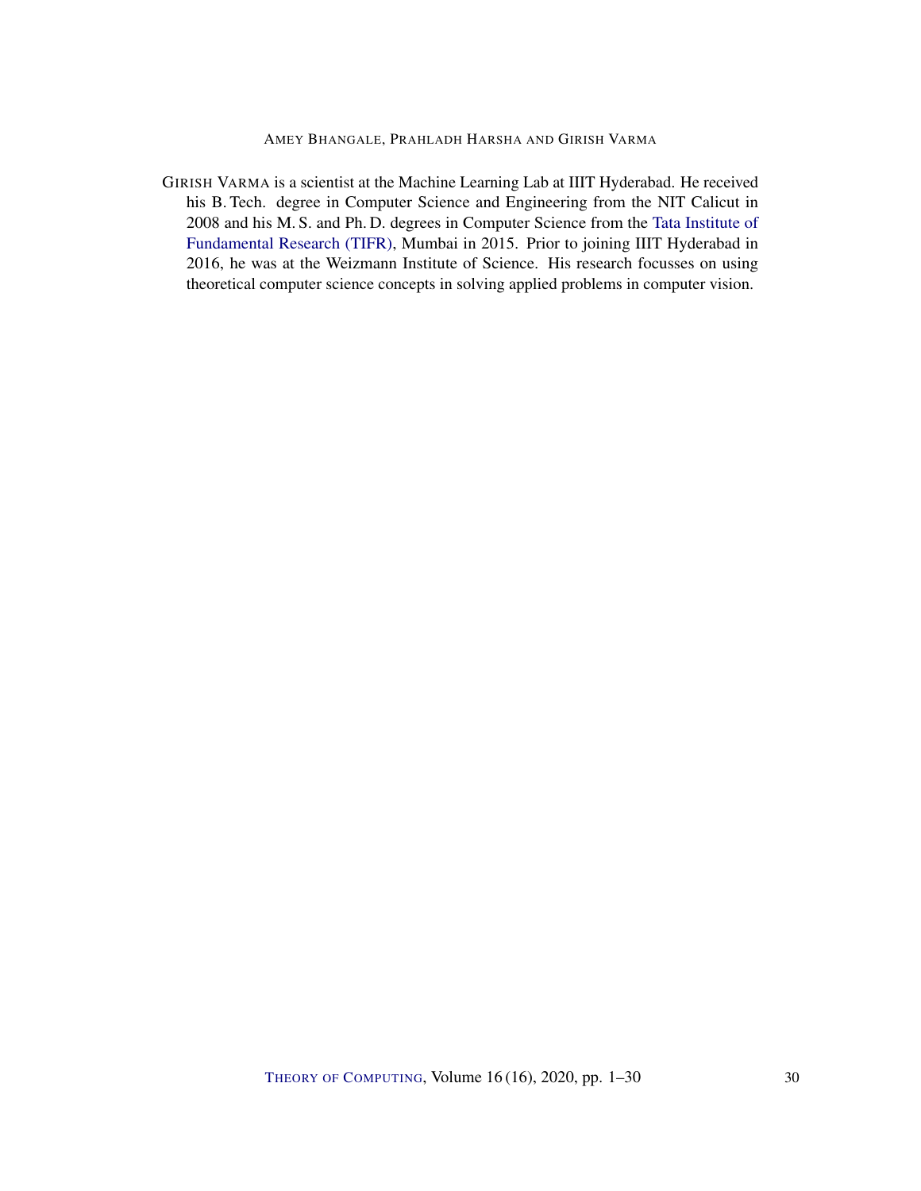GIRISH VARMA is a scientist at the Machine Learning Lab at IIIT Hyderabad. He received his B. Tech. degree in Computer Science and Engineering from the NIT Calicut in 2008 and his M. S. and Ph. D. degrees in Computer Science from the Tata Institute of Fundamental Research (TIFR), Mumbai in 2015. Prior to joining IIIT Hyderabad in 2016, he was at the Weizmann Institute of Science. His research focusses on using theoretical computer science concepts in solving applied problems in computer vision.